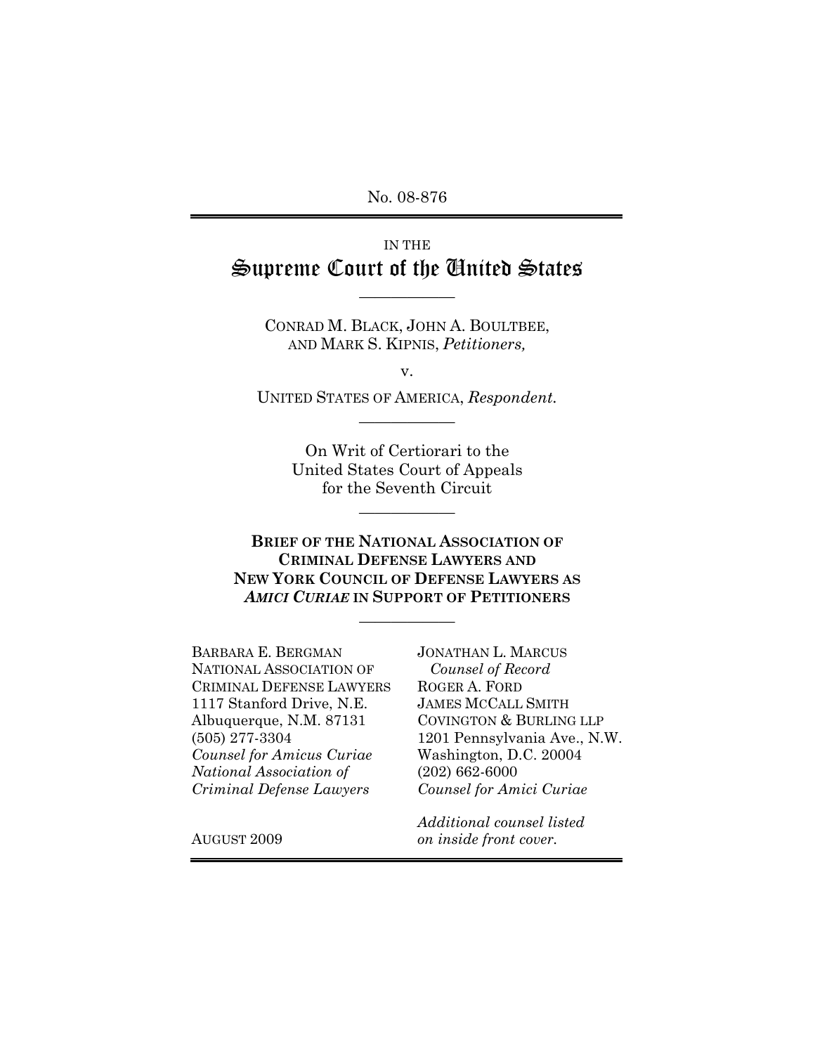No. 08-876

IN THE

# Supreme Court of the United States

CONRAD M. BLACK, JOHN A. BOULTBEE, AND MARK S. KIPNIS, *Petitioners,*

v.

UNITED STATES OF AMERICA, *Respondent.*

On Writ of Certiorari to the United States Court of Appeals for the Seventh Circuit

**BRIEF OF THE NATIONAL ASSOCIATION OF CRIMINAL DEFENSE LAWYERS AND NEW YORK COUNCIL OF DEFENSE LAWYERS AS *AMICI CURIAE* IN SUPPORT OF PETITIONERS**

BARBARA E. BERGMAN
NATIONAL ASSOCIATION OF CRIMINAL DEFENSE LAWYERS
1117 Stanford Drive, N.E.
Albuquerque, N.M. 87131
(505) 277-3304
*Counsel for Amicus Curiae National Association of Criminal Defense Lawyers*

JONATHAN L. MARCUS
*Counsel of Record*
ROGER A. FORD
JAMES MCCALL SMITH
COVINGTON & BURLING LLP
1201 Pennsylvania Ave., N.W.
Washington, D.C. 20004
(202) 662-6000
*Counsel for Amici Curiae*

*Additional counsel listed on inside front cover.*

AUGUST 2009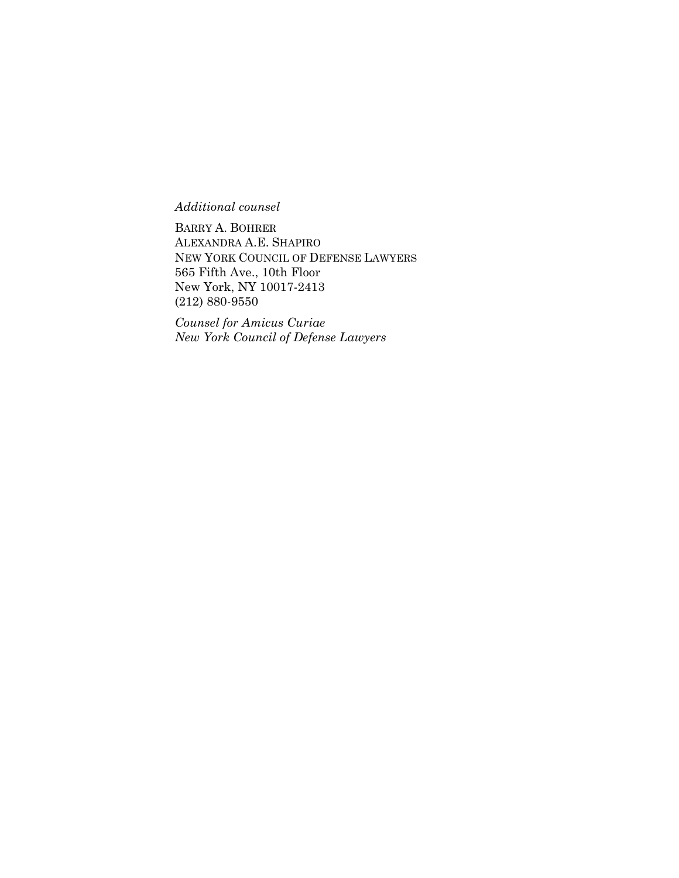*Additional counsel*

BARRY A. BOHRER
ALEXANDRA A.E. SHAPIRO
NEW YORK COUNCIL OF DEFENSE LAWYERS
565 Fifth Ave., 10th Floor
New York, NY 10017-2413
(212) 880-9550

*Counsel for Amicus Curiae*
*New York Council of Defense Lawyers*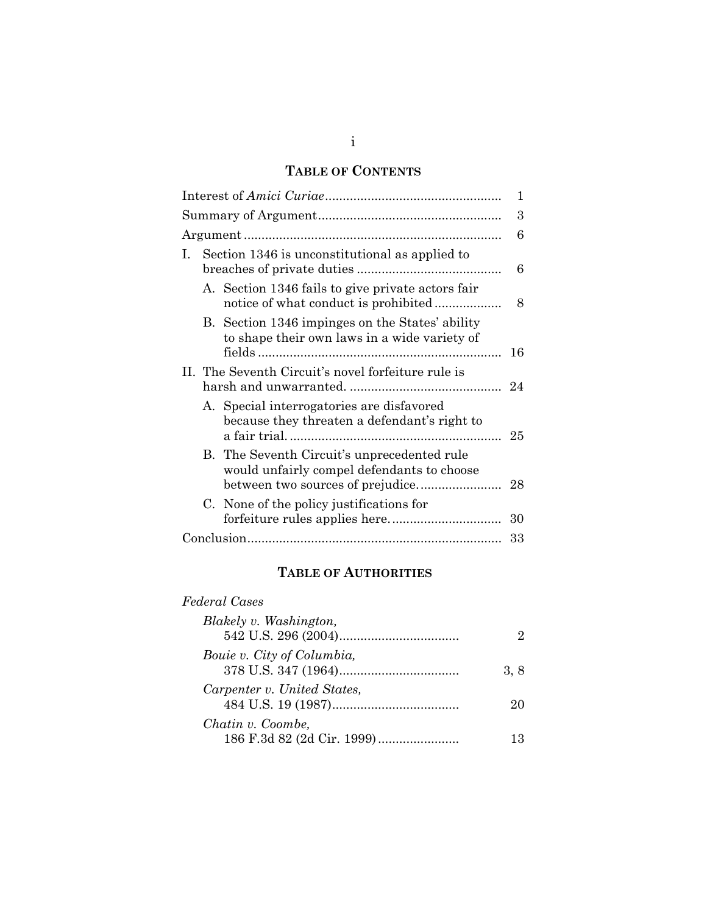## TABLE OF CONTENTS

| | |
|---|---|
| Interest of *Amici Curiae* | 1 |
| Summary of Argument | 3 |
| Argument | 6 |
| I. Section 1346 is unconstitutional as applied to breaches of private duties | 6 |
| A. Section 1346 fails to give private actors fair notice of what conduct is prohibited | 8 |
| B. Section 1346 impinges on the States' ability to shape their own laws in a wide variety of fields | 16 |
| II. The Seventh Circuit's novel forfeiture rule is harsh and unwarranted. | 24 |
| A. Special interrogatories are disfavored because they threaten a defendant's right to a fair trial. | 25 |
| B. The Seventh Circuit's unprecedented rule would unfairly compel defendants to choose between two sources of prejudice. | 28 |
| C. None of the policy justifications for forfeiture rules applies here. | 30 |
| Conclusion | 33 |

## TABLE OF AUTHORITIES

*Federal Cases*

| | |
|---|---|
| *Blakely v. Washington*, 542 U.S. 296 (2004) | 2 |
| *Bouie v. City of Columbia*, 378 U.S. 347 (1964) | 3, 8 |
| *Carpenter v. United States*, 484 U.S. 19 (1987) | 20 |
| *Chatin v. Coombe*, 186 F.3d 82 (2d Cir. 1999) | 13 |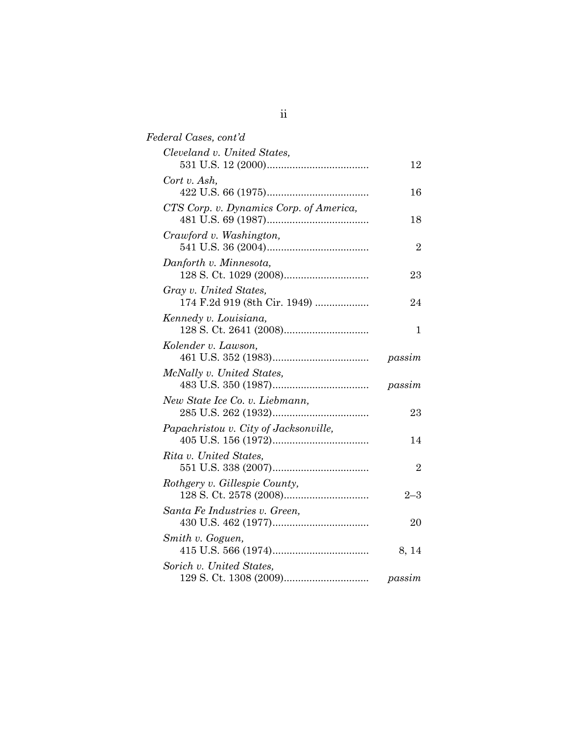*Federal Cases, cont'd*

*Cleveland v. United States*,
531 U.S. 12 (2000).................................... 12

*Cort v. Ash*,
422 U.S. 66 (1975).................................... 16

*CTS Corp. v. Dynamics Corp. of America*,
481 U.S. 69 (1987).................................... 18

*Crawford v. Washington*,
541 U.S. 36 (2004).................................... 2

*Danforth v. Minnesota*,
128 S. Ct. 1029 (2008).............................. 23

*Gray v. United States*,
174 F.2d 919 (8th Cir. 1949) .................. 24

*Kennedy v. Louisiana*,
128 S. Ct. 2641 (2008).............................. 1

*Kolender v. Lawson*,
461 U.S. 352 (1983).................................. *passim*

*McNally v. United States*,
483 U.S. 350 (1987).................................. *passim*

*New State Ice Co. v. Liebmann*,
285 U.S. 262 (1932).................................. 23

*Papachristou v. City of Jacksonville*,
405 U.S. 156 (1972).................................. 14

*Rita v. United States*,
551 U.S. 338 (2007).................................. 2

*Rothgery v. Gillespie County*,
128 S. Ct. 2578 (2008).............................. 2–3

*Santa Fe Industries v. Green*,
430 U.S. 462 (1977).................................. 20

*Smith v. Goguen*,
415 U.S. 566 (1974).................................. 8, 14

*Sorich v. United States*,
129 S. Ct. 1308 (2009).............................. *passim*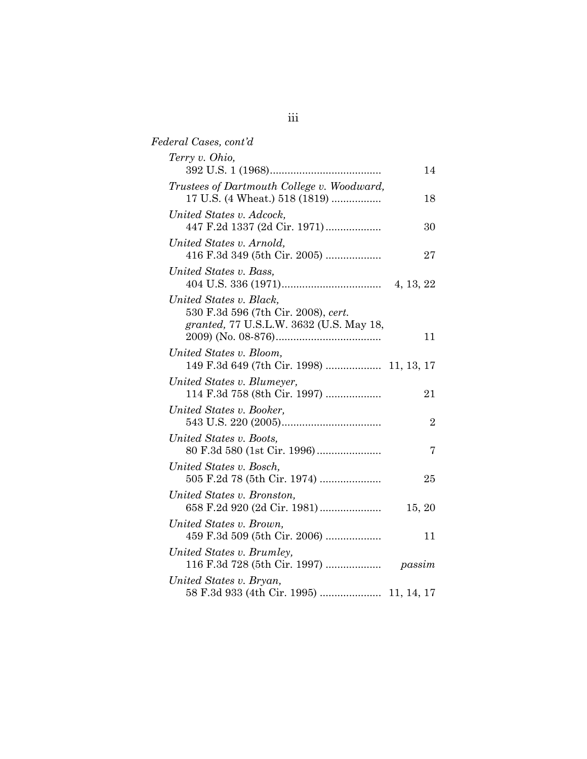*Federal Cases, cont'd*

*Terry v. Ohio*,
392 U.S. 1 (1968) .................................... 14

*Trustees of Dartmouth College v. Woodward*,
17 U.S. (4 Wheat.) 518 (1819) ................. 18

*United States v. Adcock*,
447 F.2d 1337 (2d Cir. 1971) ................... 30

*United States v. Arnold*,
416 F.3d 349 (5th Cir. 2005) ................... 27

*United States v. Bass*,
404 U.S. 336 (1971) .................................. 4, 13, 22

*United States v. Black*,
530 F.3d 596 (7th Cir. 2008), *cert. granted*, 77 U.S.L.W. 3632 (U.S. May 18, 2009) (No. 08-876) .................................... 11

*United States v. Bloom*,
149 F.3d 649 (7th Cir. 1998) ................... 11, 13, 17

*United States v. Blumeyer*,
114 F.3d 758 (8th Cir. 1997) ................... 21

*United States v. Booker*,
543 U.S. 220 (2005) .................................. 2

*United States v. Boots*,
80 F.3d 580 (1st Cir. 1996) ...................... 7

*United States v. Bosch*,
505 F.2d 78 (5th Cir. 1974) ..................... 25

*United States v. Bronston*,
658 F.2d 920 (2d Cir. 1981) ..................... 15, 20

*United States v. Brown*,
459 F.3d 509 (5th Cir. 2006) ................... 11

*United States v. Brumley*,
116 F.3d 728 (5th Cir. 1997) ................... *passim*

*United States v. Bryan*,
58 F.3d 933 (4th Cir. 1995) ..................... 11, 14, 17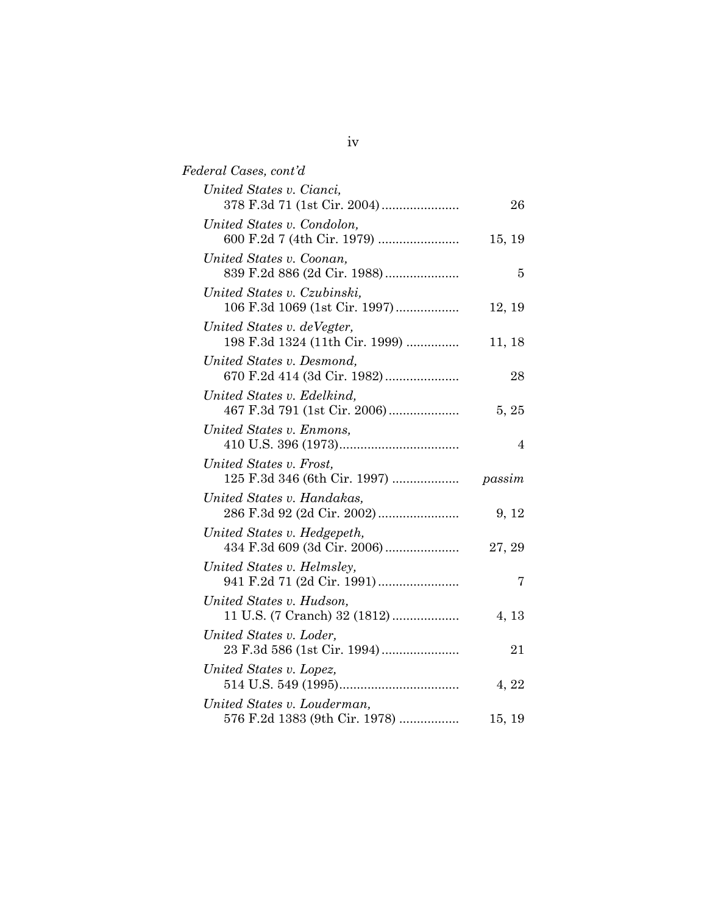*Federal Cases, cont'd*

*United States v. Cianci*, 378 F.3d 71 (1st Cir. 2004) ...................... 26

*United States v. Condolon*, 600 F.2d 7 (4th Cir. 1979) ...................... 15, 19

*United States v. Coonan*, 839 F.2d 886 (2d Cir. 1988) ...................... 5

*United States v. Czubinski*, 106 F.3d 1069 (1st Cir. 1997) ...................... 12, 19

*United States v. deVegter*, 198 F.3d 1324 (11th Cir. 1999) ...................... 11, 18

*United States v. Desmond*, 670 F.2d 414 (3d Cir. 1982) ...................... 28

*United States v. Edelkind*, 467 F.3d 791 (1st Cir. 2006) ...................... 5, 25

*United States v. Enmons*, 410 U.S. 396 (1973) ...................... 4

*United States v. Frost*, 125 F.3d 346 (6th Cir. 1997) ...................... *passim*

*United States v. Handakas*, 286 F.3d 92 (2d Cir. 2002) ...................... 9, 12

*United States v. Hedgepeth*, 434 F.3d 609 (3d Cir. 2006) ...................... 27, 29

*United States v. Helmsley*, 941 F.2d 71 (2d Cir. 1991) ...................... 7

*United States v. Hudson*, 11 U.S. (7 Cranch) 32 (1812) ...................... 4, 13

*United States v. Loder*, 23 F.3d 586 (1st Cir. 1994) ...................... 21

*United States v. Lopez*, 514 U.S. 549 (1995) ...................... 4, 22

*United States v. Louderman*, 576 F.2d 1383 (9th Cir. 1978) ...................... 15, 19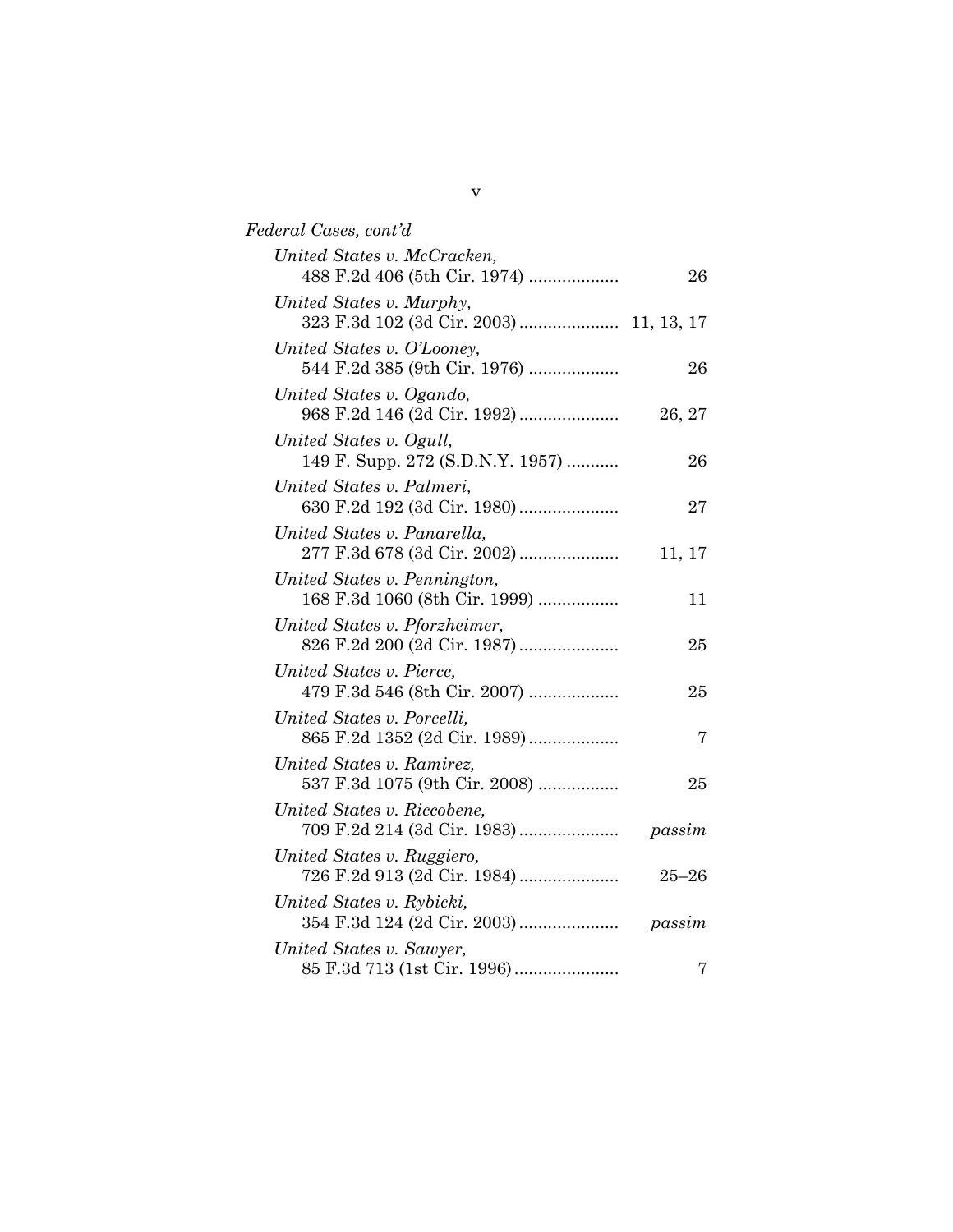*Federal Cases, cont'd*

*United States v. McCracken*,
488 F.2d 406 (5th Cir. 1974) .................. 26

*United States v. Murphy*,
323 F.3d 102 (3d Cir. 2003) .................... 11, 13, 17

*United States v. O'Looney*,
544 F.2d 385 (9th Cir. 1976) .................. 26

*United States v. Ogando*,
968 F.2d 146 (2d Cir. 1992) .................... 26, 27

*United States v. Ogull*,
149 F. Supp. 272 (S.D.N.Y. 1957) .......... 26

*United States v. Palmeri*,
630 F.2d 192 (3d Cir. 1980) .................... 27

*United States v. Panarella*,
277 F.3d 678 (3d Cir. 2002) .................... 11, 17

*United States v. Pennington*,
168 F.3d 1060 (8th Cir. 1999) ................ 11

*United States v. Pforzheimer*,
826 F.2d 200 (2d Cir. 1987) .................... 25

*United States v. Pierce*,
479 F.3d 546 (8th Cir. 2007) .................. 25

*United States v. Porcelli*,
865 F.2d 1352 (2d Cir. 1989) .................. 7

*United States v. Ramirez*,
537 F.3d 1075 (9th Cir. 2008) ................ 25

*United States v. Riccobene*,
709 F.2d 214 (3d Cir. 1983) .................... *passim*

*United States v. Ruggiero*,
726 F.2d 913 (2d Cir. 1984) .................... 25–26

*United States v. Rybicki*,
354 F.3d 124 (2d Cir. 2003) .................... *passim*

*United States v. Sawyer*,
85 F.3d 713 (1st Cir. 1996) ...................... 7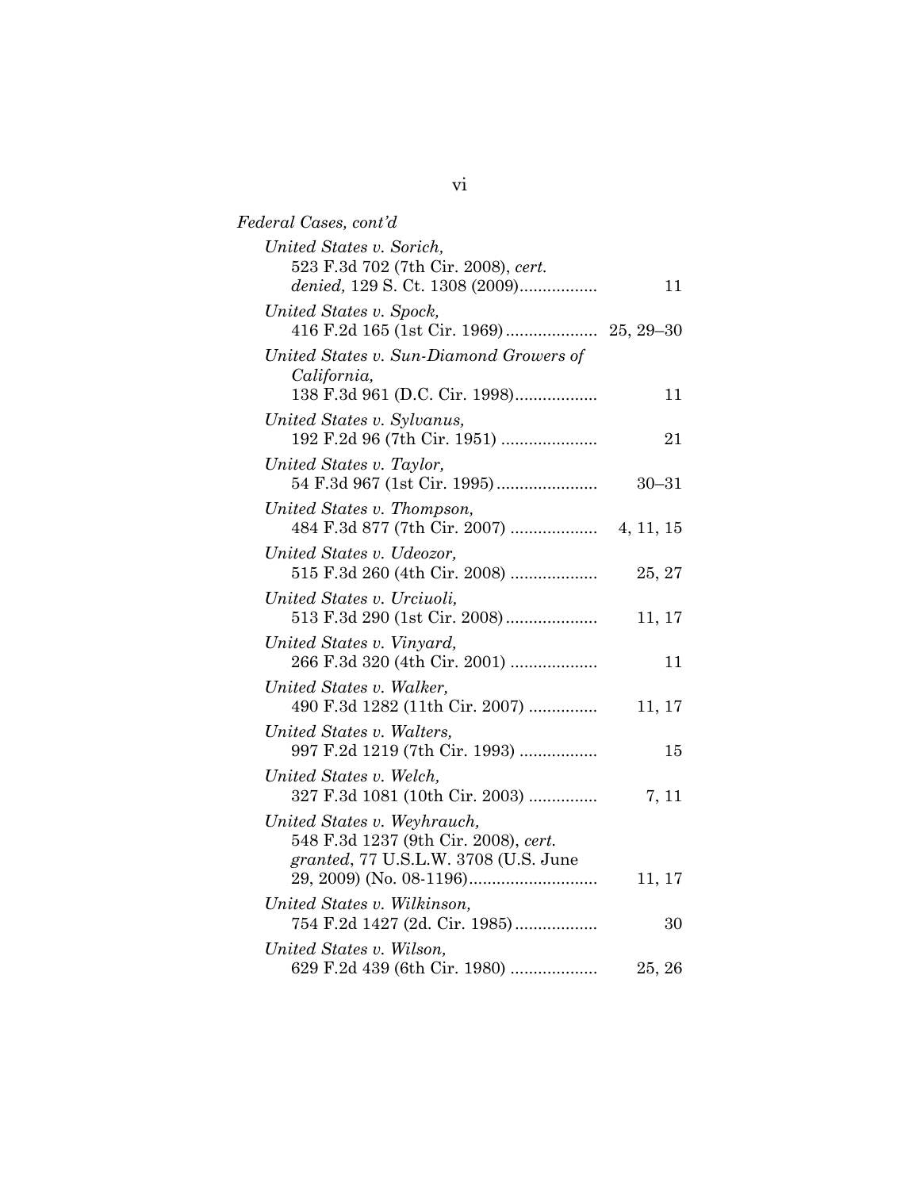*Federal Cases, cont'd*

*United States v. Sorich*, 523 F.3d 702 (7th Cir. 2008), *cert. denied,* 129 S. Ct. 1308 (2009)................. 11

*United States v. Spock*, 416 F.2d 165 (1st Cir. 1969).................... 25, 29–30

*United States v. Sun-Diamond Growers of California*, 138 F.3d 961 (D.C. Cir. 1998).................. 11

*United States v. Sylvanus*, 192 F.2d 96 (7th Cir. 1951) ..................... 21

*United States v. Taylor*, 54 F.3d 967 (1st Cir. 1995)...................... 30–31

*United States v. Thompson*, 484 F.3d 877 (7th Cir. 2007) ................... 4, 11, 15

*United States v. Udeozor*, 515 F.3d 260 (4th Cir. 2008) ................... 25, 27

*United States v. Urciuoli*, 513 F.3d 290 (1st Cir. 2008).................... 11, 17

*United States v. Vinyard*, 266 F.3d 320 (4th Cir. 2001) ................... 11

*United States v. Walker*, 490 F.3d 1282 (11th Cir. 2007) ............... 11, 17

*United States v. Walters*, 997 F.2d 1219 (7th Cir. 1993) ................. 15

*United States v. Welch*, 327 F.3d 1081 (10th Cir. 2003) ............... 7, 11

*United States v. Weyhrauch*, 548 F.3d 1237 (9th Cir. 2008), *cert. granted*, 77 U.S.L.W. 3708 (U.S. June 29, 2009) (No. 08-1196)............................ 11, 17

*United States v. Wilkinson*, 754 F.2d 1427 (2d. Cir. 1985).................. 30

*United States v. Wilson*, 629 F.2d 439 (6th Cir. 1980) ................... 25, 26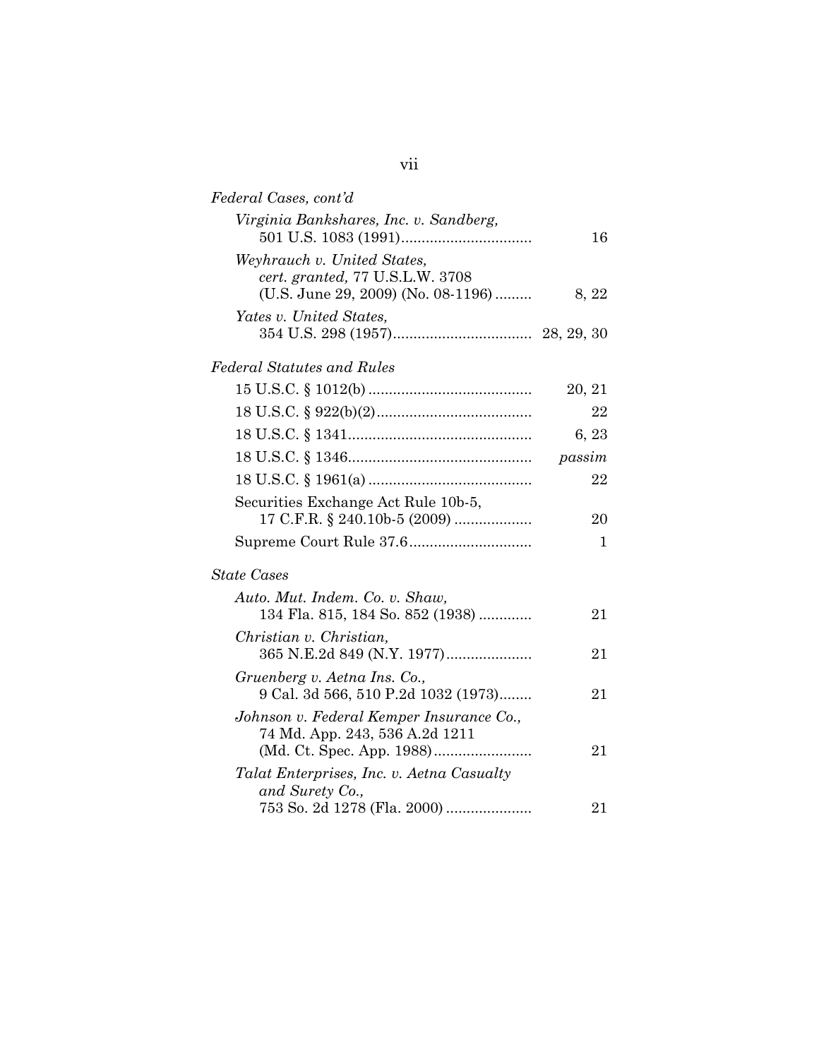*Federal Cases, cont'd*

*Virginia Bankshares, Inc. v. Sandberg*, 501 U.S. 1083 (1991) ........ 16

*Weyhrauch v. United States*, *cert. granted,* 77 U.S.L.W. 3708 (U.S. June 29, 2009) (No. 08-1196) ........ 8, 22

*Yates v. United States*, 354 U.S. 298 (1957) ........ 28, 29, 30

*Federal Statutes and Rules*

15 U.S.C. § 1012(b) ........ 20, 21

18 U.S.C. § 922(b)(2) ........ 22

18 U.S.C. § 1341 ........ 6, 23

18 U.S.C. § 1346 ........ *passim*

18 U.S.C. § 1961(a) ........ 22

Securities Exchange Act Rule 10b-5, 17 C.F.R. § 240.10b-5 (2009) ........ 20

Supreme Court Rule 37.6 ........ 1

*State Cases*

*Auto. Mut. Indem. Co. v. Shaw*, 134 Fla. 815, 184 So. 852 (1938) ........ 21

*Christian v. Christian*, 365 N.E.2d 849 (N.Y. 1977) ........ 21

*Gruenberg v. Aetna Ins. Co.*, 9 Cal. 3d 566, 510 P.2d 1032 (1973) ........ 21

*Johnson v. Federal Kemper Insurance Co.*, 74 Md. App. 243, 536 A.2d 1211 (Md. Ct. Spec. App. 1988) ........ 21

*Talat Enterprises, Inc. v. Aetna Casualty and Surety Co.*, 753 So. 2d 1278 (Fla. 2000) ........ 21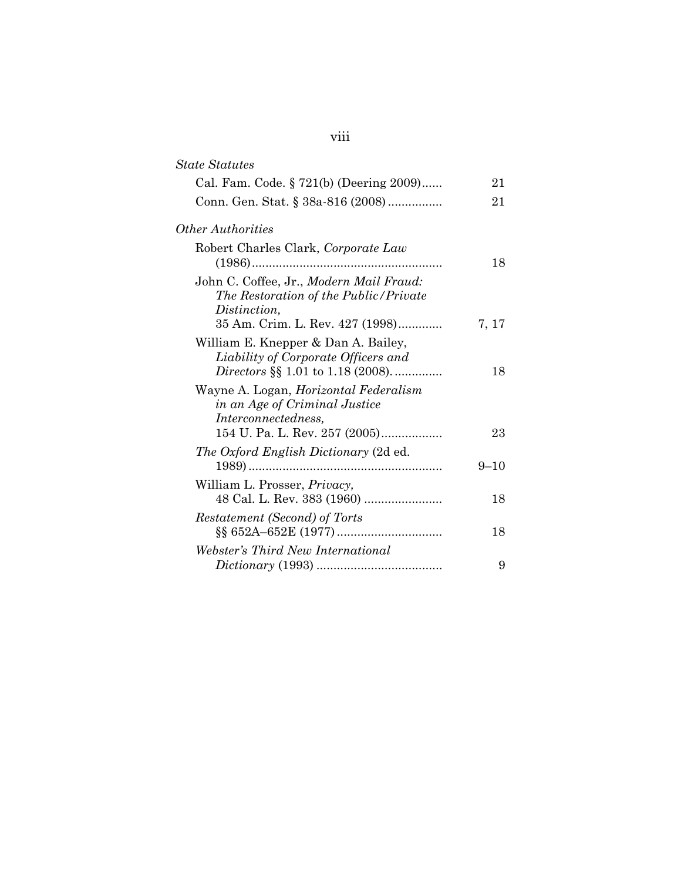*State Statutes*

Cal. Fam. Code. § 721(b) (Deering 2009) ...... 21

Conn. Gen. Stat. § 38a-816 (2008) ................ 21

*Other Authorities*

Robert Charles Clark, *Corporate Law* (1986) ........................................................ 18

John C. Coffee, Jr., *Modern Mail Fraud: The Restoration of the Public/Private Distinction,* 35 Am. Crim. L. Rev. 427 (1998) ............. 7, 17

William E. Knepper & Dan A. Bailey, *Liability of Corporate Officers and Directors* §§ 1.01 to 1.18 (2008). .............. 18

Wayne A. Logan, *Horizontal Federalism in an Age of Criminal Justice Interconnectedness,* 154 U. Pa. L. Rev. 257 (2005) .................. 23

*The Oxford English Dictionary* (2d ed. 1989) ......................................................... 9–10

William L. Prosser, *Privacy,* 48 Cal. L. Rev. 383 (1960) ....................... 18

*Restatement (Second) of Torts* §§ 652A–652E (1977) ............................... 18

*Webster's Third New International Dictionary* (1993) ..................................... 9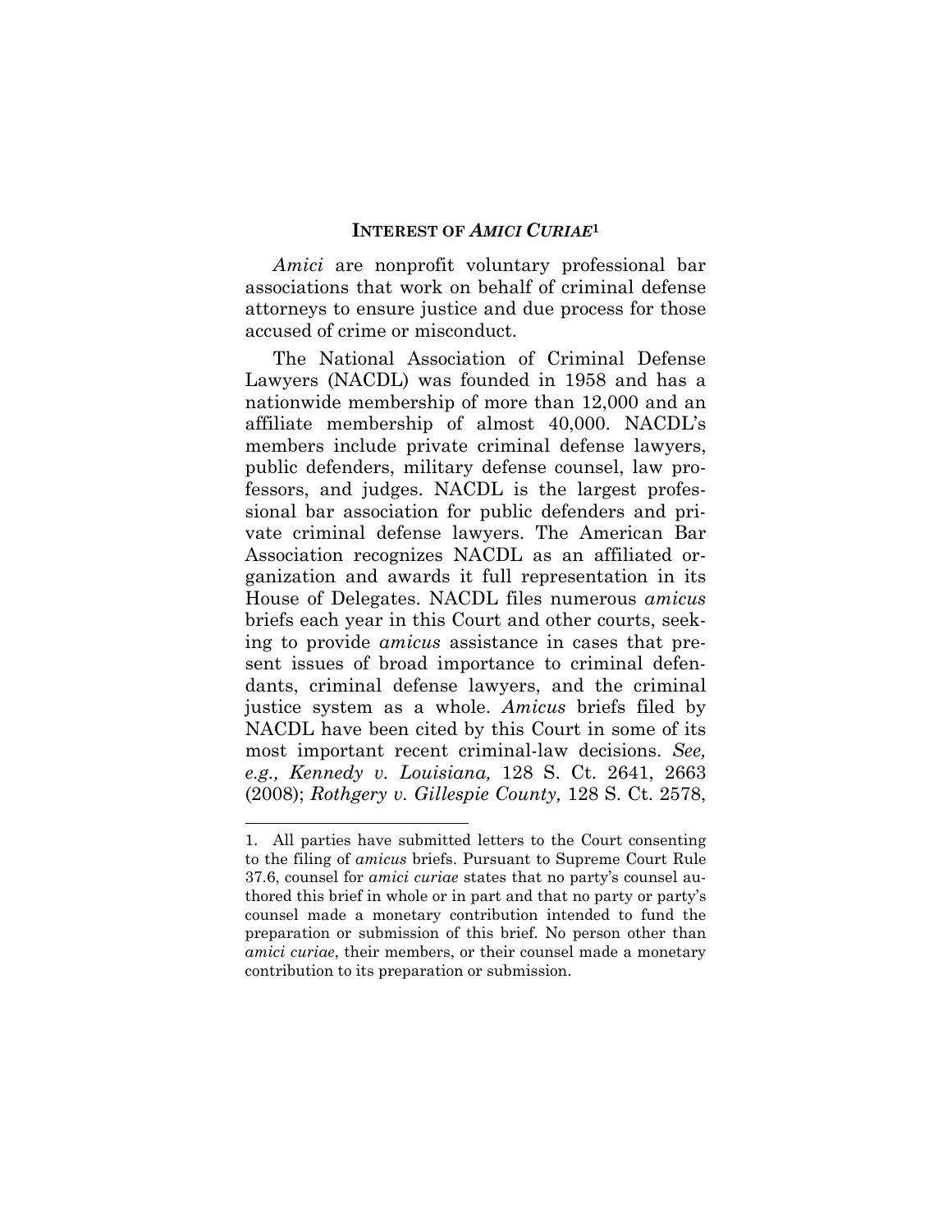## INTEREST OF *AMICI CURIAE*[1]

*Amici* are nonprofit voluntary professional bar associations that work on behalf of criminal defense attorneys to ensure justice and due process for those accused of crime or misconduct.

The National Association of Criminal Defense Lawyers (NACDL) was founded in 1958 and has a nationwide membership of more than 12,000 and an affiliate membership of almost 40,000. NACDL's members include private criminal defense lawyers, public defenders, military defense counsel, law professors, and judges. NACDL is the largest professional bar association for public defenders and private criminal defense lawyers. The American Bar Association recognizes NACDL as an affiliated organization and awards it full representation in its House of Delegates. NACDL files numerous *amicus* briefs each year in this Court and other courts, seeking to provide *amicus* assistance in cases that present issues of broad importance to criminal defendants, criminal defense lawyers, and the criminal justice system as a whole. *Amicus* briefs filed by NACDL have been cited by this Court in some of its most important recent criminal-law decisions. *See, e.g., Kennedy v. Louisiana,* 128 S. Ct. 2641, 2663 (2008); *Rothgery v. Gillespie County,* 128 S. Ct. 2578,

---

1. All parties have submitted letters to the Court consenting to the filing of *amicus* briefs. Pursuant to Supreme Court Rule 37.6, counsel for *amici curiae* states that no party's counsel authored this brief in whole or in part and that no party or party's counsel made a monetary contribution intended to fund the preparation or submission of this brief. No person other than *amici curiae*, their members, or their counsel made a monetary contribution to its preparation or submission.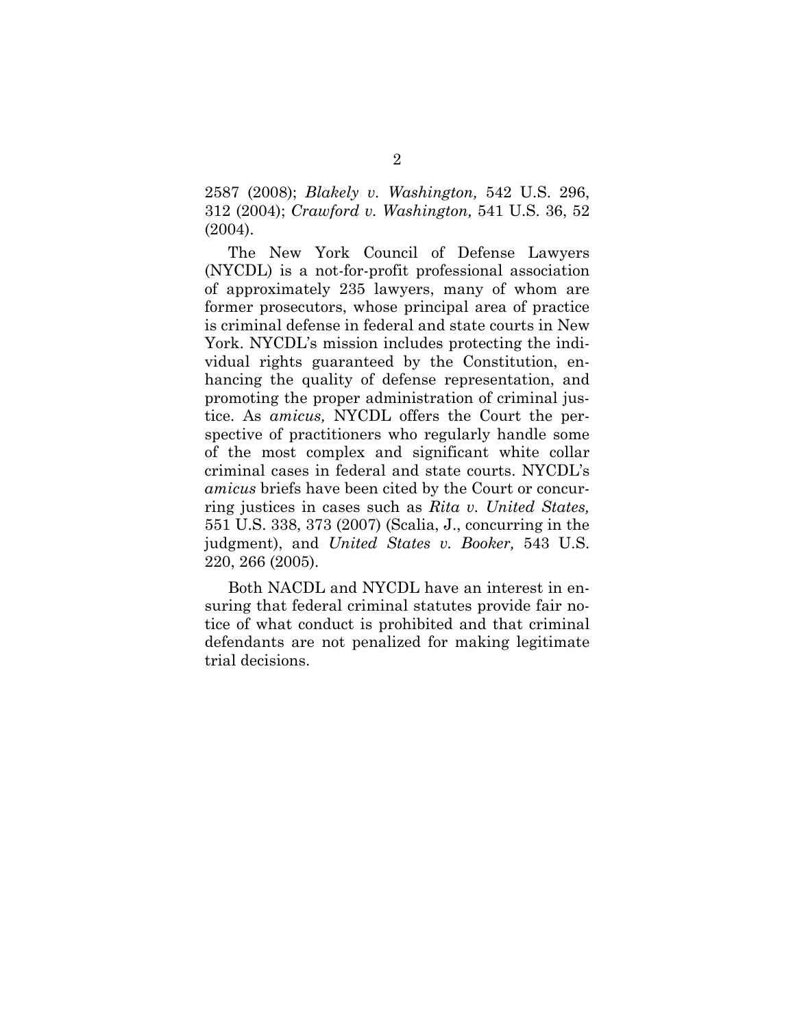2587 (2008); *Blakely v. Washington,* 542 U.S. 296, 312 (2004); *Crawford v. Washington,* 541 U.S. 36, 52 (2004).

The New York Council of Defense Lawyers (NYCDL) is a not-for-profit professional association of approximately 235 lawyers, many of whom are former prosecutors, whose principal area of practice is criminal defense in federal and state courts in New York. NYCDL's mission includes protecting the individual rights guaranteed by the Constitution, enhancing the quality of defense representation, and promoting the proper administration of criminal justice. As *amicus,* NYCDL offers the Court the perspective of practitioners who regularly handle some of the most complex and significant white collar criminal cases in federal and state courts. NYCDL's *amicus* briefs have been cited by the Court or concurring justices in cases such as *Rita v. United States,* 551 U.S. 338, 373 (2007) (Scalia, J., concurring in the judgment), and *United States v. Booker,* 543 U.S. 220, 266 (2005).

Both NACDL and NYCDL have an interest in ensuring that federal criminal statutes provide fair notice of what conduct is prohibited and that criminal defendants are not penalized for making legitimate trial decisions.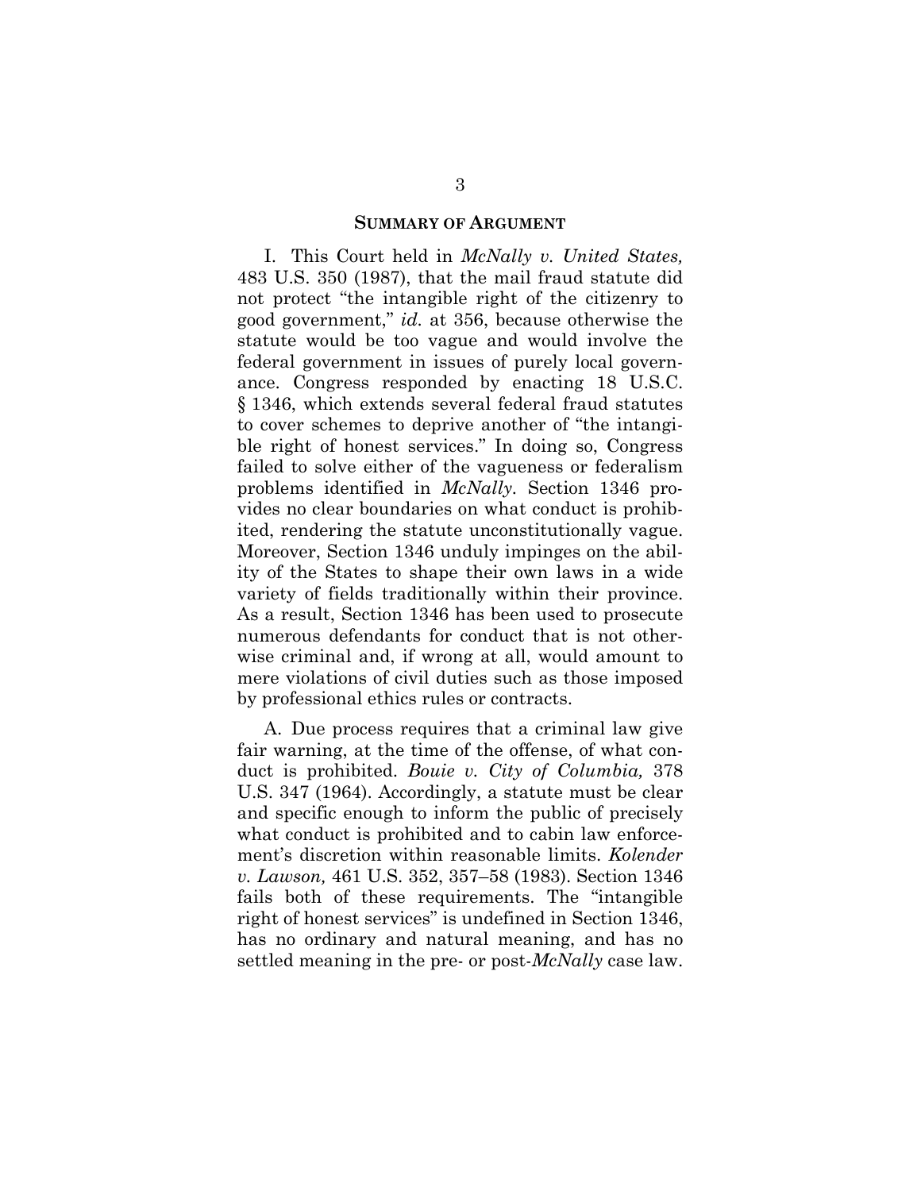## SUMMARY OF ARGUMENT

I. This Court held in *McNally v. United States,* 483 U.S. 350 (1987), that the mail fraud statute did not protect "the intangible right of the citizenry to good government," *id.* at 356, because otherwise the statute would be too vague and would involve the federal government in issues of purely local governance. Congress responded by enacting 18 U.S.C. § 1346, which extends several federal fraud statutes to cover schemes to deprive another of "the intangible right of honest services." In doing so, Congress failed to solve either of the vagueness or federalism problems identified in *McNally.* Section 1346 provides no clear boundaries on what conduct is prohibited, rendering the statute unconstitutionally vague. Moreover, Section 1346 unduly impinges on the ability of the States to shape their own laws in a wide variety of fields traditionally within their province. As a result, Section 1346 has been used to prosecute numerous defendants for conduct that is not otherwise criminal and, if wrong at all, would amount to mere violations of civil duties such as those imposed by professional ethics rules or contracts.

A. Due process requires that a criminal law give fair warning, at the time of the offense, of what conduct is prohibited. *Bouie v. City of Columbia,* 378 U.S. 347 (1964). Accordingly, a statute must be clear and specific enough to inform the public of precisely what conduct is prohibited and to cabin law enforcement's discretion within reasonable limits. *Kolender v. Lawson,* 461 U.S. 352, 357–58 (1983). Section 1346 fails both of these requirements. The "intangible right of honest services" is undefined in Section 1346, has no ordinary and natural meaning, and has no settled meaning in the pre- or post-*McNally* case law.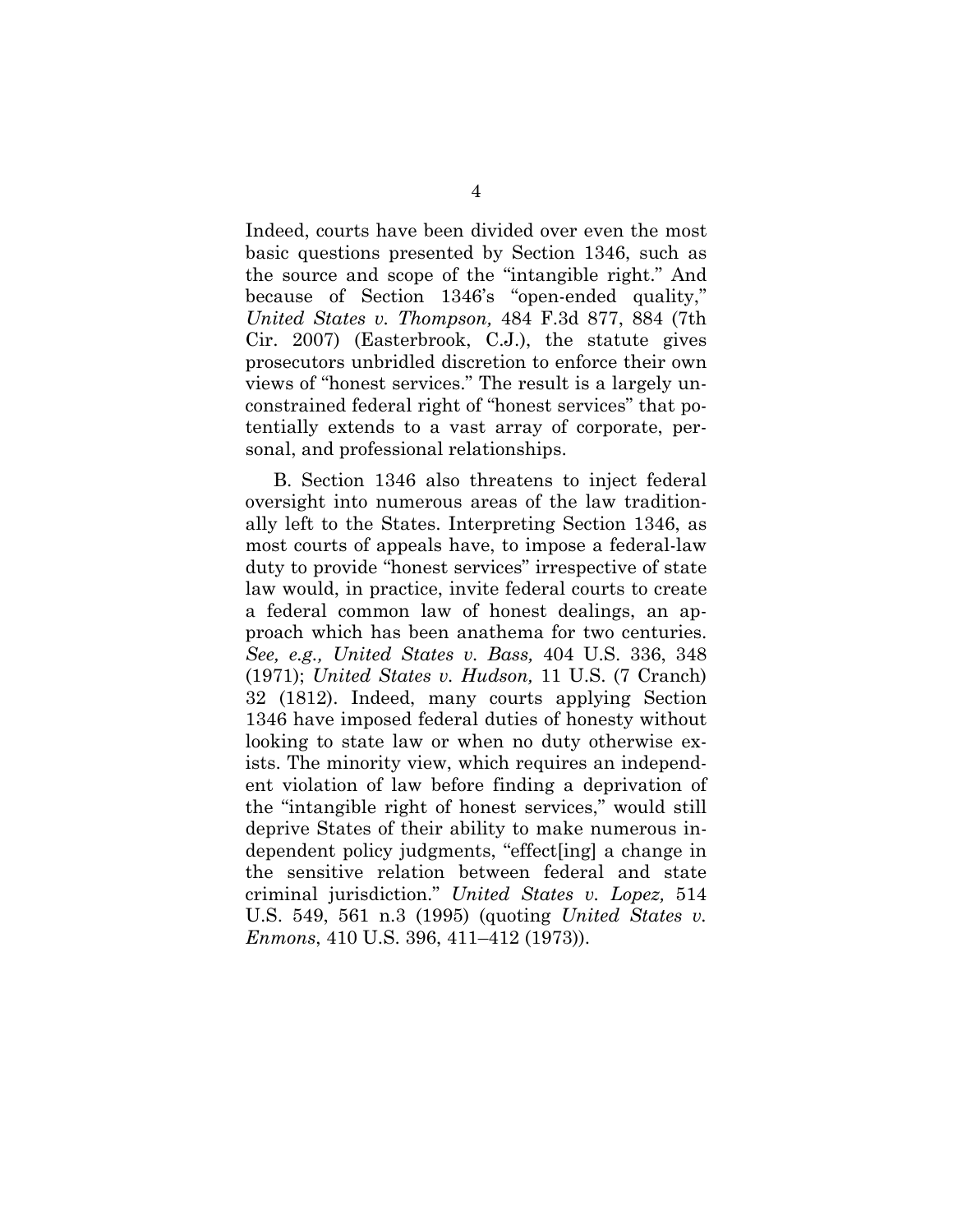Indeed, courts have been divided over even the most basic questions presented by Section 1346, such as the source and scope of the "intangible right." And because of Section 1346's "open-ended quality," *United States v. Thompson,* 484 F.3d 877, 884 (7th Cir. 2007) (Easterbrook, C.J.), the statute gives prosecutors unbridled discretion to enforce their own views of "honest services." The result is a largely unconstrained federal right of "honest services" that potentially extends to a vast array of corporate, personal, and professional relationships.

B. Section 1346 also threatens to inject federal oversight into numerous areas of the law traditionally left to the States. Interpreting Section 1346, as most courts of appeals have, to impose a federal-law duty to provide "honest services" irrespective of state law would, in practice, invite federal courts to create a federal common law of honest dealings, an approach which has been anathema for two centuries. *See, e.g., United States v. Bass,* 404 U.S. 336, 348 (1971); *United States v. Hudson,* 11 U.S. (7 Cranch) 32 (1812). Indeed, many courts applying Section 1346 have imposed federal duties of honesty without looking to state law or when no duty otherwise exists. The minority view, which requires an independent violation of law before finding a deprivation of the "intangible right of honest services," would still deprive States of their ability to make numerous independent policy judgments, "effect[ing] a change in the sensitive relation between federal and state criminal jurisdiction." *United States v. Lopez,* 514 U.S. 549, 561 n.3 (1995) (quoting *United States v. Enmons*, 410 U.S. 396, 411–412 (1973)).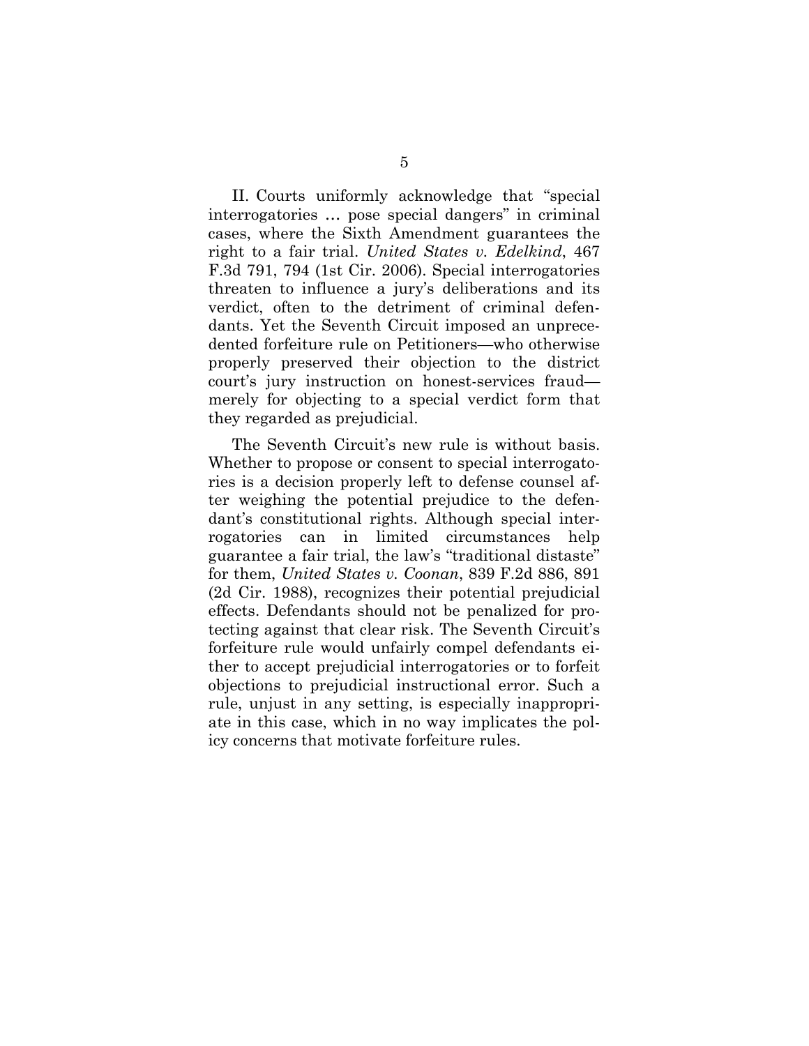II. Courts uniformly acknowledge that "special interrogatories … pose special dangers" in criminal cases, where the Sixth Amendment guarantees the right to a fair trial. *United States v. Edelkind*, 467 F.3d 791, 794 (1st Cir. 2006). Special interrogatories threaten to influence a jury's deliberations and its verdict, often to the detriment of criminal defendants. Yet the Seventh Circuit imposed an unprecedented forfeiture rule on Petitioners—who otherwise properly preserved their objection to the district court's jury instruction on honest-services fraud—merely for objecting to a special verdict form that they regarded as prejudicial.

The Seventh Circuit's new rule is without basis. Whether to propose or consent to special interrogatories is a decision properly left to defense counsel after weighing the potential prejudice to the defendant's constitutional rights. Although special interrogatories can in limited circumstances help guarantee a fair trial, the law's "traditional distaste" for them, *United States v. Coonan*, 839 F.2d 886, 891 (2d Cir. 1988), recognizes their potential prejudicial effects. Defendants should not be penalized for protecting against that clear risk. The Seventh Circuit's forfeiture rule would unfairly compel defendants either to accept prejudicial interrogatories or to forfeit objections to prejudicial instructional error. Such a rule, unjust in any setting, is especially inappropriate in this case, which in no way implicates the policy concerns that motivate forfeiture rules.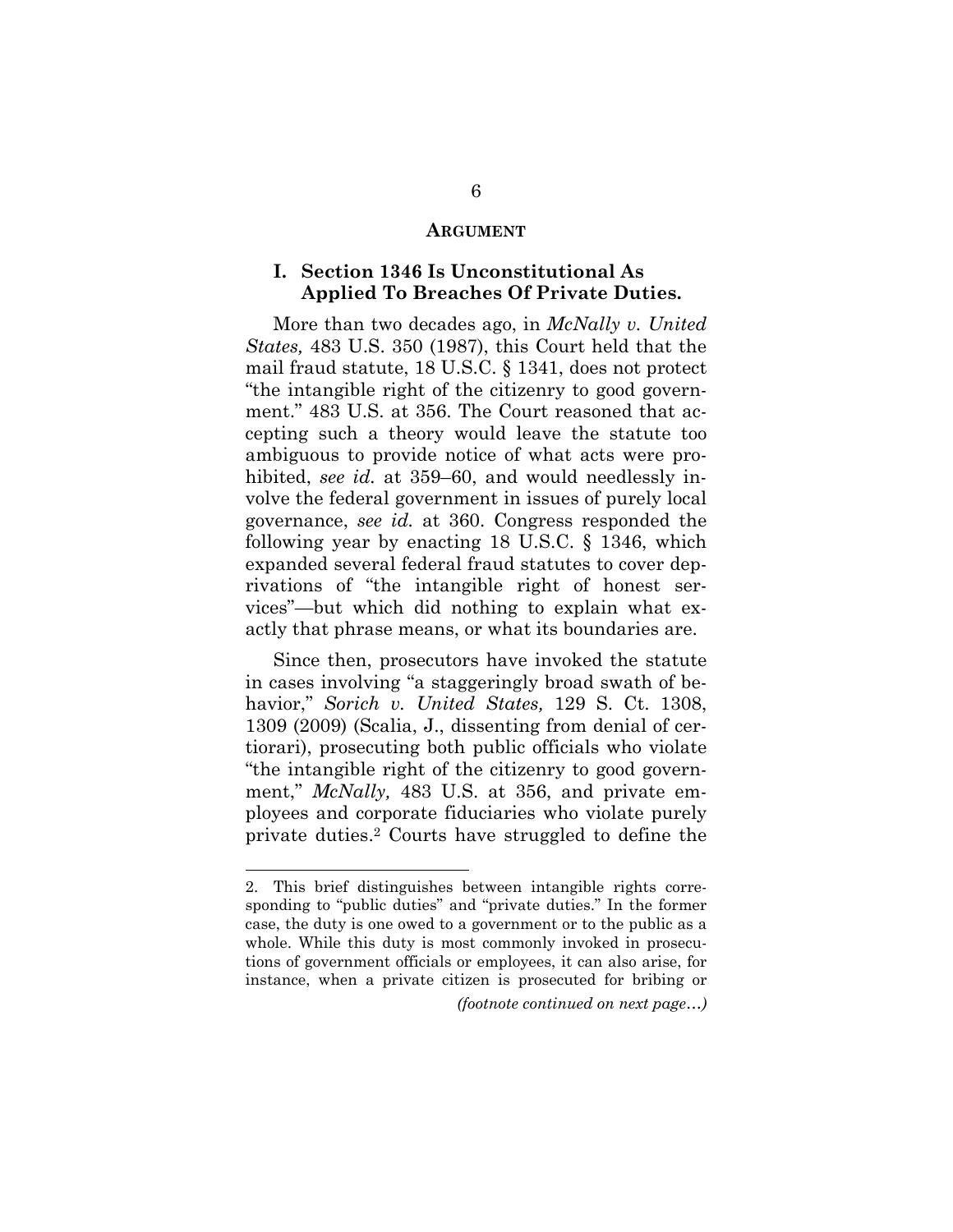## ARGUMENT

### I. Section 1346 Is Unconstitutional As Applied To Breaches Of Private Duties.

More than two decades ago, in *McNally v. United States,* 483 U.S. 350 (1987), this Court held that the mail fraud statute, 18 U.S.C. § 1341, does not protect "the intangible right of the citizenry to good government." 483 U.S. at 356. The Court reasoned that accepting such a theory would leave the statute too ambiguous to provide notice of what acts were prohibited, *see id.* at 359–60, and would needlessly involve the federal government in issues of purely local governance, *see id.* at 360. Congress responded the following year by enacting 18 U.S.C. § 1346, which expanded several federal fraud statutes to cover deprivations of "the intangible right of honest services"—but which did nothing to explain what exactly that phrase means, or what its boundaries are.

Since then, prosecutors have invoked the statute in cases involving "a staggeringly broad swath of behavior," *Sorich v. United States,* 129 S. Ct. 1308, 1309 (2009) (Scalia, J., dissenting from denial of certiorari), prosecuting both public officials who violate "the intangible right of the citizenry to good government," *McNally,* 483 U.S. at 356, and private employees and corporate fiduciaries who violate purely private duties.[2] Courts have struggled to define the

---

2. This brief distinguishes between intangible rights corresponding to "public duties" and "private duties." In the former case, the duty is one owed to a government or to the public as a whole. While this duty is most commonly invoked in prosecutions of government officials or employees, it can also arise, for instance, when a private citizen is prosecuted for bribing or

*(footnote continued on next page…)*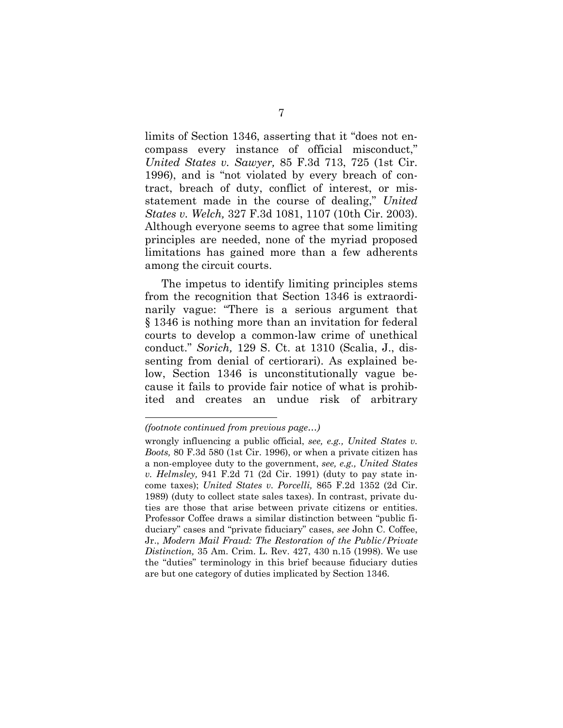limits of Section 1346, asserting that it "does not encompass every instance of official misconduct," *United States v. Sawyer,* 85 F.3d 713, 725 (1st Cir. 1996), and is "not violated by every breach of contract, breach of duty, conflict of interest, or misstatement made in the course of dealing," *United States v. Welch,* 327 F.3d 1081, 1107 (10th Cir. 2003). Although everyone seems to agree that some limiting principles are needed, none of the myriad proposed limitations has gained more than a few adherents among the circuit courts.

The impetus to identify limiting principles stems from the recognition that Section 1346 is extraordinarily vague: "There is a serious argument that § 1346 is nothing more than an invitation for federal courts to develop a common-law crime of unethical conduct." *Sorich,* 129 S. Ct. at 1310 (Scalia, J., dissenting from denial of certiorari). As explained below, Section 1346 is unconstitutionally vague because it fails to provide fair notice of what is prohibited and creates an undue risk of arbitrary

---

*(footnote continued from previous page…)*

wrongly influencing a public official, *see, e.g., United States v. Boots,* 80 F.3d 580 (1st Cir. 1996), or when a private citizen has a non-employee duty to the government, *see, e.g., United States v. Helmsley,* 941 F.2d 71 (2d Cir. 1991) (duty to pay state income taxes); *United States v. Porcelli,* 865 F.2d 1352 (2d Cir. 1989) (duty to collect state sales taxes). In contrast, private duties are those that arise between private citizens or entities. Professor Coffee draws a similar distinction between "public fiduciary" cases and "private fiduciary" cases, *see* John C. Coffee, Jr., *Modern Mail Fraud: The Restoration of the Public/Private Distinction,* 35 Am. Crim. L. Rev. 427, 430 n.15 (1998). We use the "duties" terminology in this brief because fiduciary duties are but one category of duties implicated by Section 1346.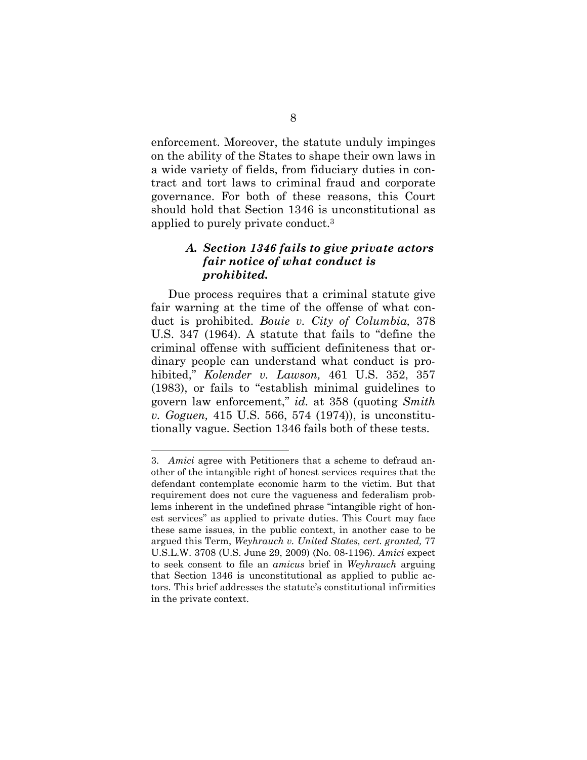enforcement. Moreover, the statute unduly impinges on the ability of the States to shape their own laws in a wide variety of fields, from fiduciary duties in contract and tort laws to criminal fraud and corporate governance. For both of these reasons, this Court should hold that Section 1346 is unconstitutional as applied to purely private conduct.[3]

### *A. Section 1346 fails to give private actors fair notice of what conduct is prohibited.*

Due process requires that a criminal statute give fair warning at the time of the offense of what conduct is prohibited. *Bouie v. City of Columbia,* 378 U.S. 347 (1964). A statute that fails to "define the criminal offense with sufficient definiteness that ordinary people can understand what conduct is prohibited," *Kolender v. Lawson,* 461 U.S. 352, 357 (1983), or fails to "establish minimal guidelines to govern law enforcement," *id.* at 358 (quoting *Smith v. Goguen,* 415 U.S. 566, 574 (1974)), is unconstitutionally vague. Section 1346 fails both of these tests.

---

3. *Amici* agree with Petitioners that a scheme to defraud another of the intangible right of honest services requires that the defendant contemplate economic harm to the victim. But that requirement does not cure the vagueness and federalism problems inherent in the undefined phrase "intangible right of honest services" as applied to private duties. This Court may face these same issues, in the public context, in another case to be argued this Term, *Weyhrauch v. United States, cert. granted,* 77 U.S.L.W. 3708 (U.S. June 29, 2009) (No. 08-1196). *Amici* expect to seek consent to file an *amicus* brief in *Weyhrauch* arguing that Section 1346 is unconstitutional as applied to public actors. This brief addresses the statute's constitutional infirmities in the private context.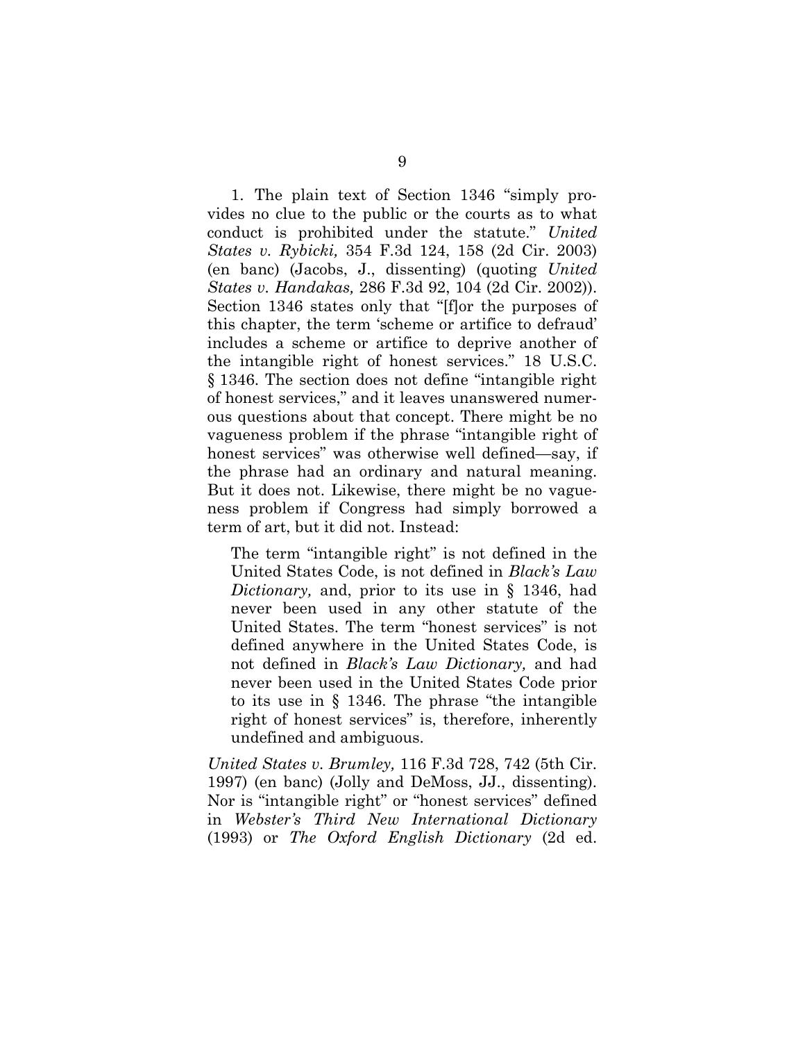1. The plain text of Section 1346 "simply provides no clue to the public or the courts as to what conduct is prohibited under the statute." *United States v. Rybicki,* 354 F.3d 124, 158 (2d Cir. 2003) (en banc) (Jacobs, J., dissenting) (quoting *United States v. Handakas,* 286 F.3d 92, 104 (2d Cir. 2002)). Section 1346 states only that "[f]or the purposes of this chapter, the term 'scheme or artifice to defraud' includes a scheme or artifice to deprive another of the intangible right of honest services." 18 U.S.C. § 1346. The section does not define "intangible right of honest services," and it leaves unanswered numerous questions about that concept. There might be no vagueness problem if the phrase "intangible right of honest services" was otherwise well defined—say, if the phrase had an ordinary and natural meaning. But it does not. Likewise, there might be no vagueness problem if Congress had simply borrowed a term of art, but it did not. Instead:

> The term "intangible right" is not defined in the United States Code, is not defined in *Black's Law Dictionary,* and, prior to its use in § 1346, had never been used in any other statute of the United States. The term "honest services" is not defined anywhere in the United States Code, is not defined in *Black's Law Dictionary,* and had never been used in the United States Code prior to its use in § 1346. The phrase "the intangible right of honest services" is, therefore, inherently undefined and ambiguous.

*United States v. Brumley,* 116 F.3d 728, 742 (5th Cir. 1997) (en banc) (Jolly and DeMoss, JJ., dissenting). Nor is "intangible right" or "honest services" defined in *Webster's Third New International Dictionary* (1993) or *The Oxford English Dictionary* (2d ed.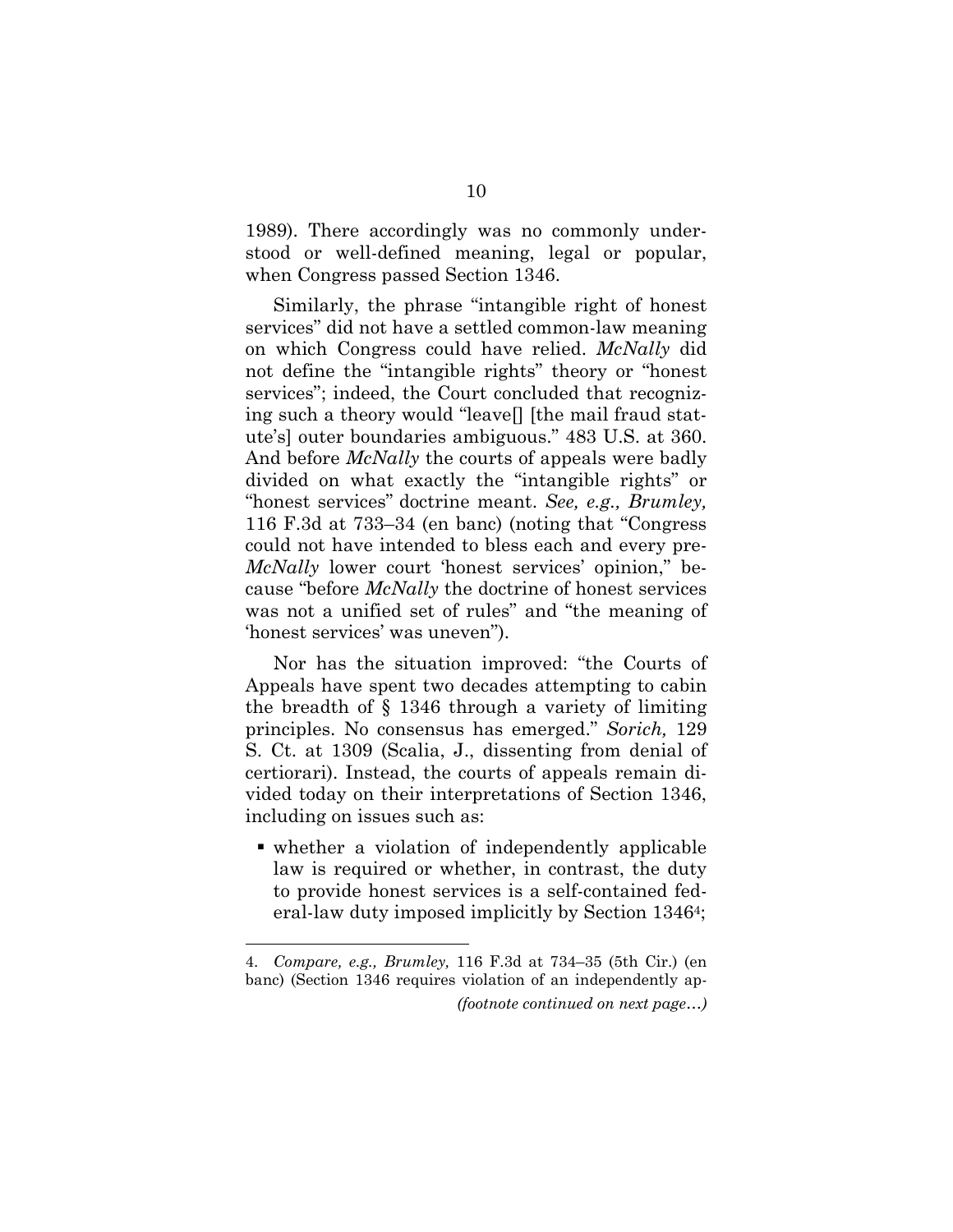1989). There accordingly was no commonly understood or well-defined meaning, legal or popular, when Congress passed Section 1346.

Similarly, the phrase "intangible right of honest services" did not have a settled common-law meaning on which Congress could have relied. *McNally* did not define the "intangible rights" theory or "honest services"; indeed, the Court concluded that recognizing such a theory would "leave[] [the mail fraud statute's] outer boundaries ambiguous." 483 U.S. at 360. And before *McNally* the courts of appeals were badly divided on what exactly the "intangible rights" or "honest services" doctrine meant. *See, e.g., Brumley,* 116 F.3d at 733–34 (en banc) (noting that "Congress could not have intended to bless each and every pre-*McNally* lower court 'honest services' opinion," because "before *McNally* the doctrine of honest services was not a unified set of rules" and "the meaning of 'honest services' was uneven").

Nor has the situation improved: "the Courts of Appeals have spent two decades attempting to cabin the breadth of § 1346 through a variety of limiting principles. No consensus has emerged." *Sorich,* 129 S. Ct. at 1309 (Scalia, J., dissenting from denial of certiorari). Instead, the courts of appeals remain divided today on their interpretations of Section 1346, including on issues such as:

- whether a violation of independently applicable law is required or whether, in contrast, the duty to provide honest services is a self-contained federal-law duty imposed implicitly by Section 1346[4];

---

4. *Compare, e.g., Brumley,* 116 F.3d at 734–35 (5th Cir.) (en banc) (Section 1346 requires violation of an independently ap-

*(footnote continued on next page…)*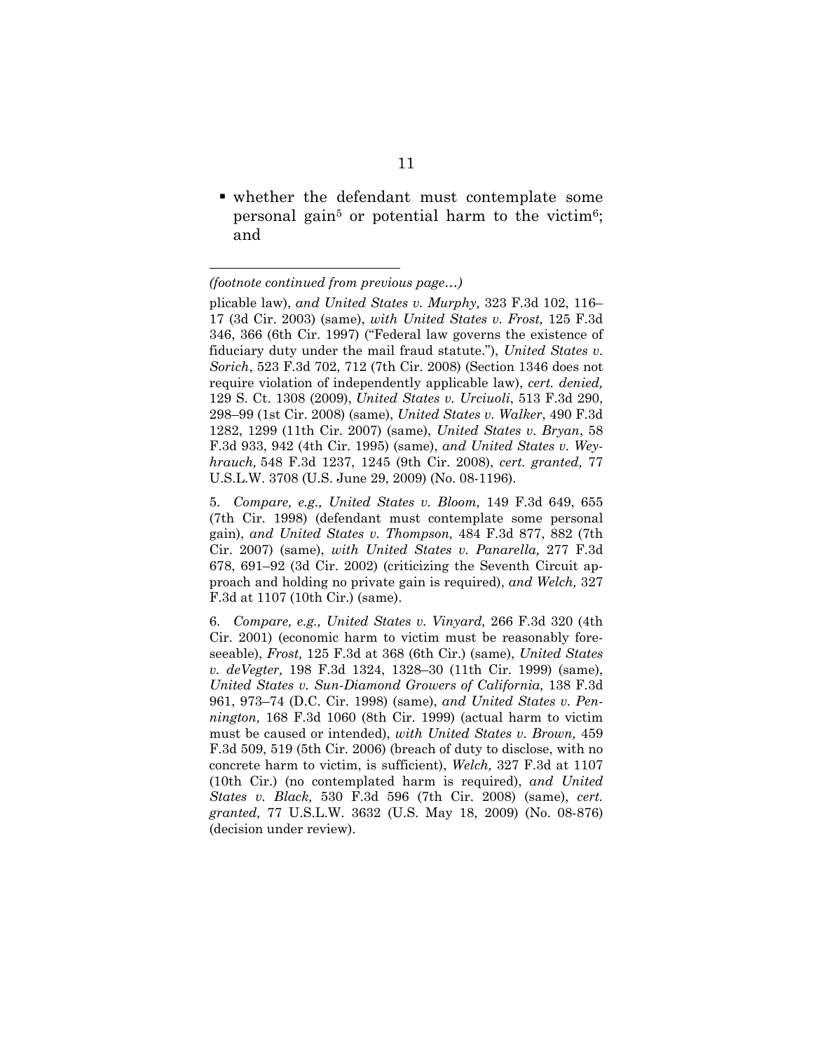- whether the defendant must contemplate some personal gain[5] or potential harm to the victim[6]; and

---

*(footnote continued from previous page…)*

plicable law), *and United States v. Murphy,* 323 F.3d 102, 116–17 (3d Cir. 2003) (same), *with United States v. Frost,* 125 F.3d 346, 366 (6th Cir. 1997) ("Federal law governs the existence of fiduciary duty under the mail fraud statute."), *United States v. Sorich*, 523 F.3d 702, 712 (7th Cir. 2008) (Section 1346 does not require violation of independently applicable law), *cert. denied,* 129 S. Ct. 1308 (2009), *United States v. Urciuoli*, 513 F.3d 290, 298–99 (1st Cir. 2008) (same), *United States v. Walker*, 490 F.3d 1282, 1299 (11th Cir. 2007) (same), *United States v. Bryan*, 58 F.3d 933, 942 (4th Cir. 1995) (same), *and United States v. Weyhrauch,* 548 F.3d 1237, 1245 (9th Cir. 2008), *cert. granted,* 77 U.S.L.W. 3708 (U.S. June 29, 2009) (No. 08-1196).

5. *Compare, e.g., United States v. Bloom,* 149 F.3d 649, 655 (7th Cir. 1998) (defendant must contemplate some personal gain), *and United States v. Thompson,* 484 F.3d 877, 882 (7th Cir. 2007) (same), *with United States v. Panarella,* 277 F.3d 678, 691–92 (3d Cir. 2002) (criticizing the Seventh Circuit approach and holding no private gain is required), *and Welch,* 327 F.3d at 1107 (10th Cir.) (same).

6. *Compare, e.g., United States v. Vinyard,* 266 F.3d 320 (4th Cir. 2001) (economic harm to victim must be reasonably foreseeable), *Frost,* 125 F.3d at 368 (6th Cir.) (same), *United States v. deVegter,* 198 F.3d 1324, 1328–30 (11th Cir. 1999) (same), *United States v. Sun-Diamond Growers of California,* 138 F.3d 961, 973–74 (D.C. Cir. 1998) (same), *and United States v. Pennington,* 168 F.3d 1060 (8th Cir. 1999) (actual harm to victim must be caused or intended), *with United States v. Brown,* 459 F.3d 509, 519 (5th Cir. 2006) (breach of duty to disclose, with no concrete harm to victim, is sufficient), *Welch,* 327 F.3d at 1107 (10th Cir.) (no contemplated harm is required), *and United States v. Black,* 530 F.3d 596 (7th Cir. 2008) (same), *cert. granted,* 77 U.S.L.W. 3632 (U.S. May 18, 2009) (No. 08-876) (decision under review).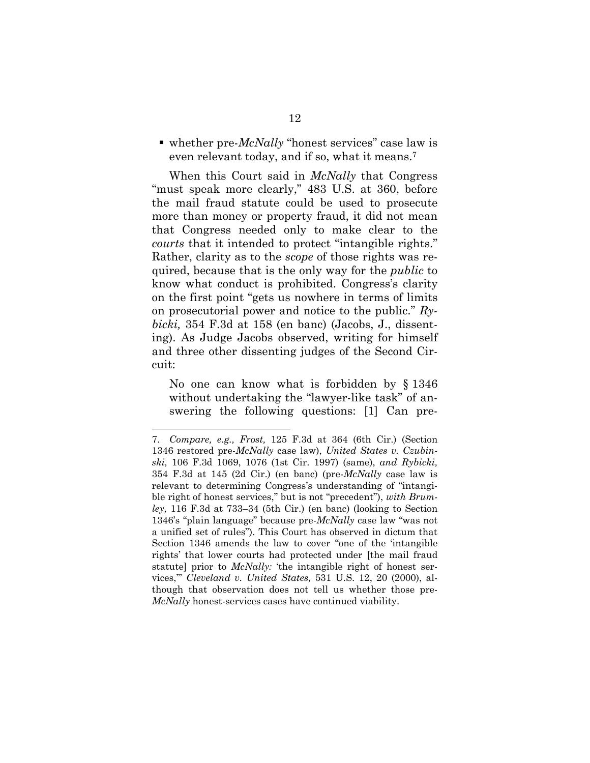- whether pre-*McNally* "honest services" case law is even relevant today, and if so, what it means.[7]

When this Court said in *McNally* that Congress "must speak more clearly," 483 U.S. at 360, before the mail fraud statute could be used to prosecute more than money or property fraud, it did not mean that Congress needed only to make clear to the *courts* that it intended to protect "intangible rights." Rather, clarity as to the *scope* of those rights was required, because that is the only way for the *public* to know what conduct is prohibited. Congress's clarity on the first point "gets us nowhere in terms of limits on prosecutorial power and notice to the public." *Rybicki,* 354 F.3d at 158 (en banc) (Jacobs, J., dissenting). As Judge Jacobs observed, writing for himself and three other dissenting judges of the Second Circuit:

> No one can know what is forbidden by § 1346 without undertaking the "lawyer-like task" of answering the following questions: [1] Can pre-

---

7. *Compare, e.g., Frost,* 125 F.3d at 364 (6th Cir.) (Section 1346 restored pre-*McNally* case law), *United States v. Czubinski,* 106 F.3d 1069, 1076 (1st Cir. 1997) (same), *and Rybicki,* 354 F.3d at 145 (2d Cir.) (en banc) (pre-*McNally* case law is relevant to determining Congress's understanding of "intangible right of honest services," but is not "precedent"), *with Brumley,* 116 F.3d at 733–34 (5th Cir.) (en banc) (looking to Section 1346's "plain language" because pre-*McNally* case law "was not a unified set of rules"). This Court has observed in dictum that Section 1346 amends the law to cover "one of the 'intangible rights' that lower courts had protected under [the mail fraud statute] prior to *McNally:* 'the intangible right of honest services,'" *Cleveland v. United States,* 531 U.S. 12, 20 (2000), although that observation does not tell us whether those pre-*McNally* honest-services cases have continued viability.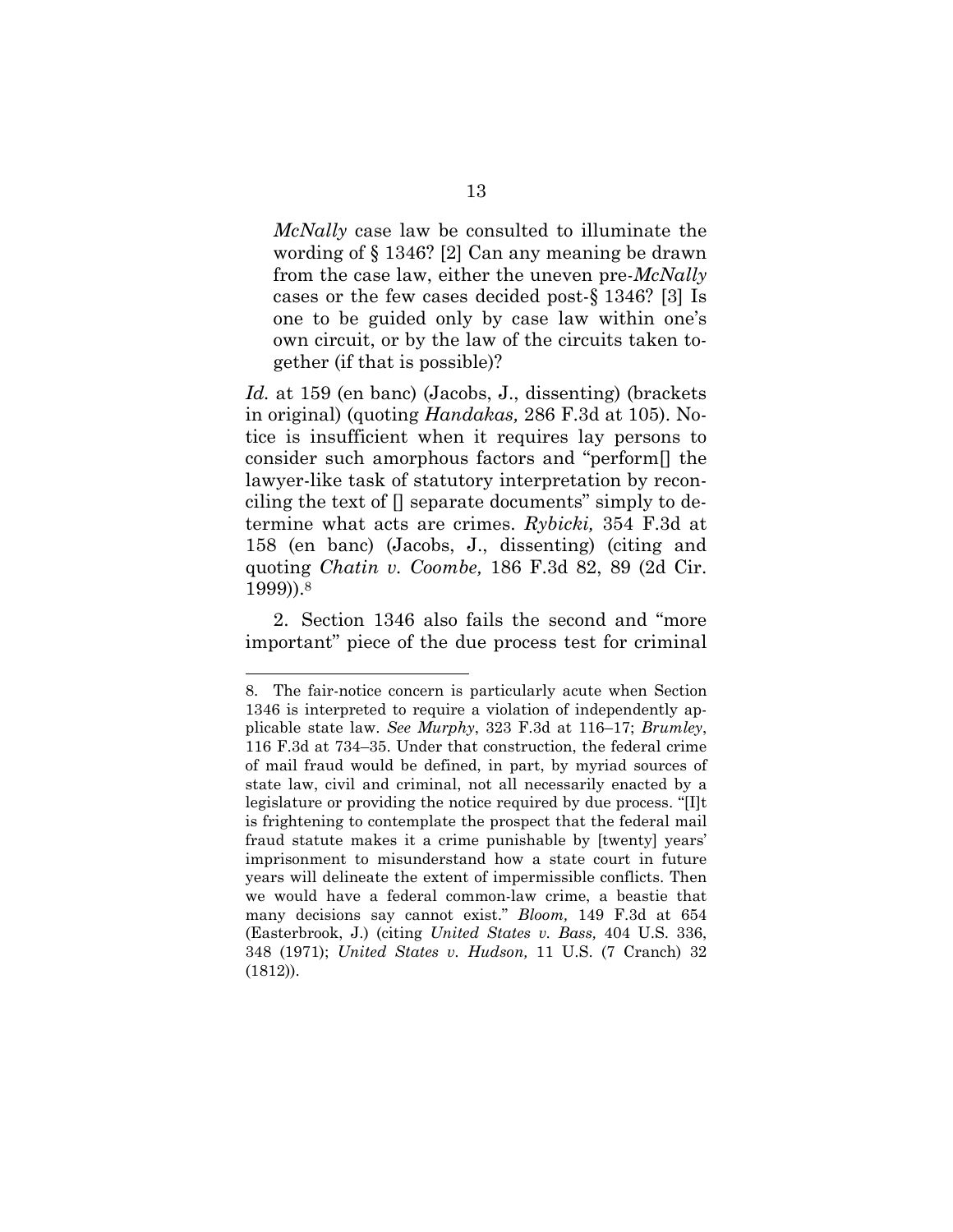> *McNally* case law be consulted to illuminate the wording of § 1346? [2] Can any meaning be drawn from the case law, either the uneven pre-*McNally* cases or the few cases decided post-§ 1346? [3] Is one to be guided only by case law within one's own circuit, or by the law of the circuits taken together (if that is possible)?

*Id.* at 159 (en banc) (Jacobs, J., dissenting) (brackets in original) (quoting *Handakas,* 286 F.3d at 105). Notice is insufficient when it requires lay persons to consider such amorphous factors and "perform[] the lawyer-like task of statutory interpretation by reconciling the text of [] separate documents" simply to determine what acts are crimes. *Rybicki,* 354 F.3d at 158 (en banc) (Jacobs, J., dissenting) (citing and quoting *Chatin v. Coombe,* 186 F.3d 82, 89 (2d Cir. 1999)).[8]

2. Section 1346 also fails the second and "more important" piece of the due process test for criminal

---

8. The fair-notice concern is particularly acute when Section 1346 is interpreted to require a violation of independently applicable state law. *See Murphy*, 323 F.3d at 116–17; *Brumley*, 116 F.3d at 734–35. Under that construction, the federal crime of mail fraud would be defined, in part, by myriad sources of state law, civil and criminal, not all necessarily enacted by a legislature or providing the notice required by due process. "[I]t is frightening to contemplate the prospect that the federal mail fraud statute makes it a crime punishable by [twenty] years' imprisonment to misunderstand how a state court in future years will delineate the extent of impermissible conflicts. Then we would have a federal common-law crime, a beastie that many decisions say cannot exist." *Bloom,* 149 F.3d at 654 (Easterbrook, J.) (citing *United States v. Bass,* 404 U.S. 336, 348 (1971); *United States v. Hudson,* 11 U.S. (7 Cranch) 32 (1812)).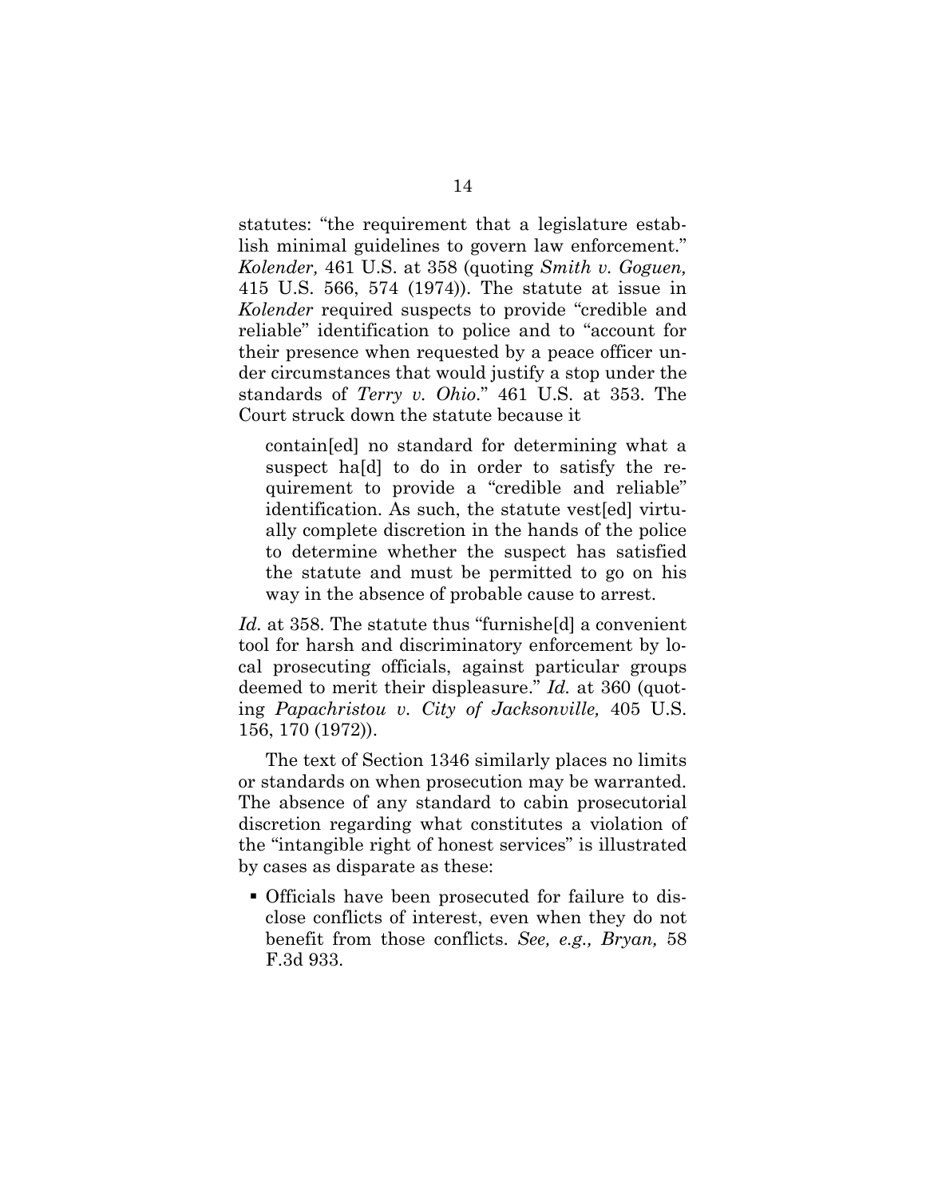statutes: "the requirement that a legislature establish minimal guidelines to govern law enforcement." *Kolender,* 461 U.S. at 358 (quoting *Smith v. Goguen,* 415 U.S. 566, 574 (1974)). The statute at issue in *Kolender* required suspects to provide "credible and reliable" identification to police and to "account for their presence when requested by a peace officer under circumstances that would justify a stop under the standards of *Terry v. Ohio*." 461 U.S. at 353. The Court struck down the statute because it

> contain[ed] no standard for determining what a suspect ha[d] to do in order to satisfy the requirement to provide a "credible and reliable" identification. As such, the statute vest[ed] virtually complete discretion in the hands of the police to determine whether the suspect has satisfied the statute and must be permitted to go on his way in the absence of probable cause to arrest.

*Id.* at 358. The statute thus "furnishe[d] a convenient tool for harsh and discriminatory enforcement by local prosecuting officials, against particular groups deemed to merit their displeasure." *Id.* at 360 (quoting *Papachristou v. City of Jacksonville,* 405 U.S. 156, 170 (1972)).

The text of Section 1346 similarly places no limits or standards on when prosecution may be warranted. The absence of any standard to cabin prosecutorial discretion regarding what constitutes a violation of the "intangible right of honest services" is illustrated by cases as disparate as these:

- Officials have been prosecuted for failure to disclose conflicts of interest, even when they do not benefit from those conflicts. *See, e.g., Bryan,* 58 F.3d 933.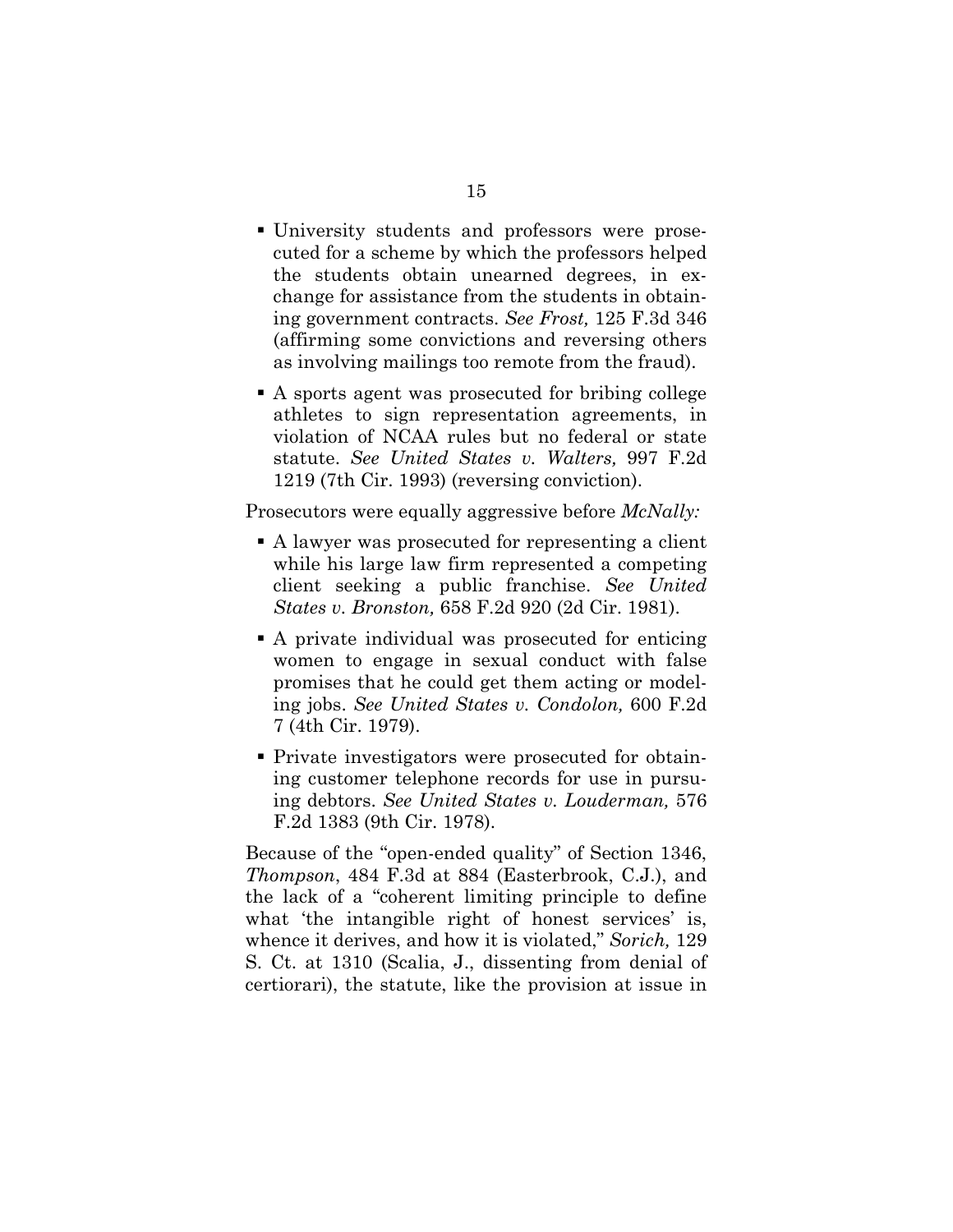- University students and professors were prosecuted for a scheme by which the professors helped the students obtain unearned degrees, in exchange for assistance from the students in obtaining government contracts. *See Frost,* 125 F.3d 346 (affirming some convictions and reversing others as involving mailings too remote from the fraud).

- A sports agent was prosecuted for bribing college athletes to sign representation agreements, in violation of NCAA rules but no federal or state statute. *See United States v. Walters,* 997 F.2d 1219 (7th Cir. 1993) (reversing conviction).

Prosecutors were equally aggressive before *McNally:*

- A lawyer was prosecuted for representing a client while his large law firm represented a competing client seeking a public franchise. *See United States v. Bronston,* 658 F.2d 920 (2d Cir. 1981).

- A private individual was prosecuted for enticing women to engage in sexual conduct with false promises that he could get them acting or modeling jobs. *See United States v. Condolon,* 600 F.2d 7 (4th Cir. 1979).

- Private investigators were prosecuted for obtaining customer telephone records for use in pursuing debtors. *See United States v. Louderman,* 576 F.2d 1383 (9th Cir. 1978).

Because of the "open-ended quality" of Section 1346, *Thompson*, 484 F.3d at 884 (Easterbrook, C.J.), and the lack of a "coherent limiting principle to define what 'the intangible right of honest services' is, whence it derives, and how it is violated," *Sorich,* 129 S. Ct. at 1310 (Scalia, J., dissenting from denial of certiorari), the statute, like the provision at issue in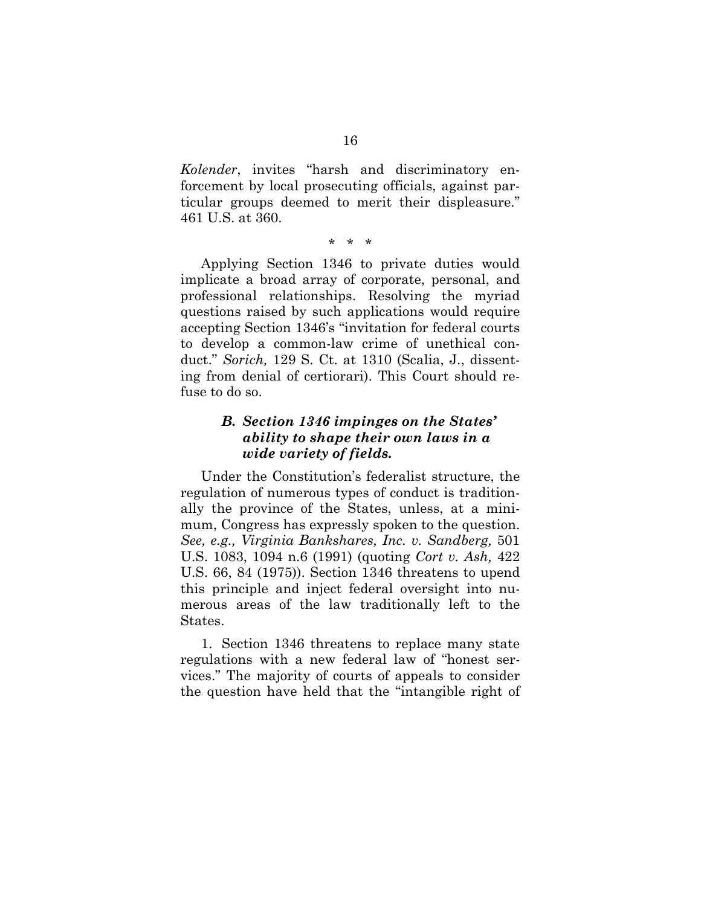*Kolender*, invites "harsh and discriminatory enforcement by local prosecuting officials, against particular groups deemed to merit their displeasure." 461 U.S. at 360.

\* \* \*

Applying Section 1346 to private duties would implicate a broad array of corporate, personal, and professional relationships. Resolving the myriad questions raised by such applications would require accepting Section 1346's "invitation for federal courts to develop a common-law crime of unethical conduct." *Sorich,* 129 S. Ct. at 1310 (Scalia, J., dissenting from denial of certiorari). This Court should refuse to do so.

### *B. Section 1346 impinges on the States' ability to shape their own laws in a wide variety of fields.*

Under the Constitution's federalist structure, the regulation of numerous types of conduct is traditionally the province of the States, unless, at a minimum, Congress has expressly spoken to the question. *See, e.g., Virginia Bankshares, Inc. v. Sandberg,* 501 U.S. 1083, 1094 n.6 (1991) (quoting *Cort v. Ash,* 422 U.S. 66, 84 (1975)). Section 1346 threatens to upend this principle and inject federal oversight into numerous areas of the law traditionally left to the States.

1. Section 1346 threatens to replace many state regulations with a new federal law of "honest services." The majority of courts of appeals to consider the question have held that the "intangible right of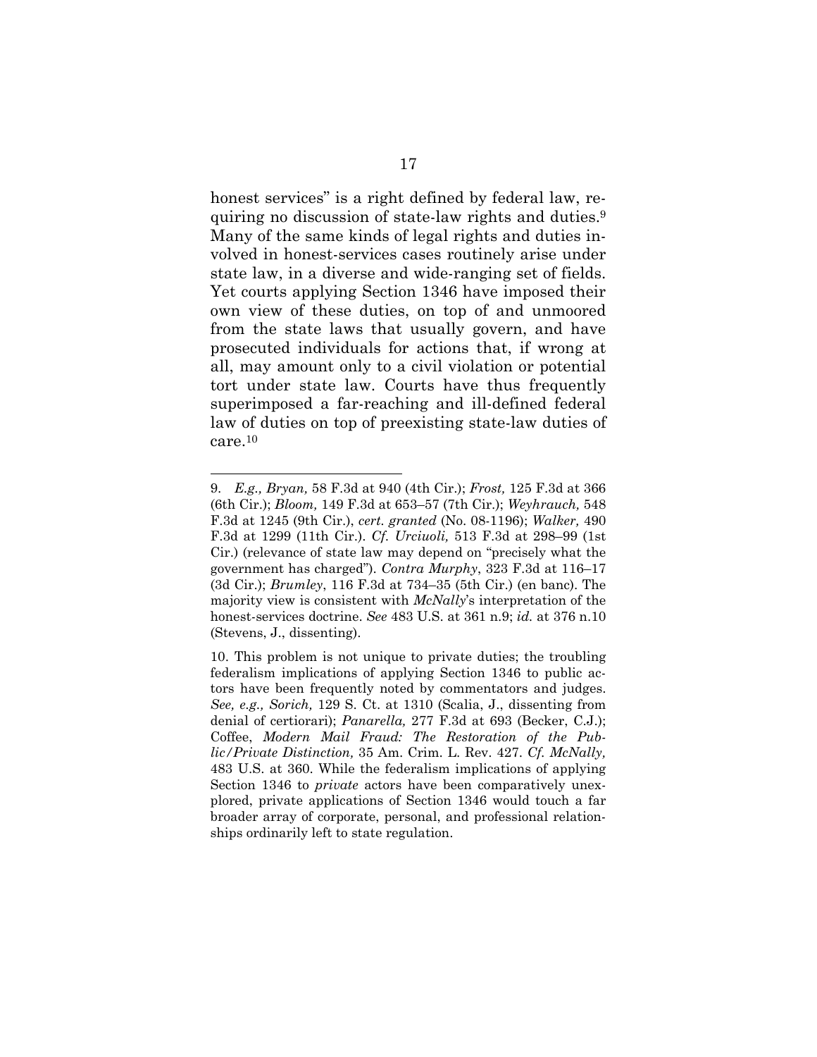honest services" is a right defined by federal law, requiring no discussion of state-law rights and duties.[9] Many of the same kinds of legal rights and duties involved in honest-services cases routinely arise under state law, in a diverse and wide-ranging set of fields. Yet courts applying Section 1346 have imposed their own view of these duties, on top of and unmoored from the state laws that usually govern, and have prosecuted individuals for actions that, if wrong at all, may amount only to a civil violation or potential tort under state law. Courts have thus frequently superimposed a far-reaching and ill-defined federal law of duties on top of preexisting state-law duties of care.[10]

---

9. *E.g., Bryan,* 58 F.3d at 940 (4th Cir.); *Frost,* 125 F.3d at 366 (6th Cir.); *Bloom,* 149 F.3d at 653–57 (7th Cir.); *Weyhrauch,* 548 F.3d at 1245 (9th Cir.), *cert. granted* (No. 08-1196); *Walker,* 490 F.3d at 1299 (11th Cir.). *Cf. Urciuoli,* 513 F.3d at 298–99 (1st Cir.) (relevance of state law may depend on "precisely what the government has charged"). *Contra Murphy*, 323 F.3d at 116–17 (3d Cir.); *Brumley*, 116 F.3d at 734–35 (5th Cir.) (en banc). The majority view is consistent with *McNally*'s interpretation of the honest-services doctrine. *See* 483 U.S. at 361 n.9; *id.* at 376 n.10 (Stevens, J., dissenting).

10. This problem is not unique to private duties; the troubling federalism implications of applying Section 1346 to public actors have been frequently noted by commentators and judges. *See, e.g., Sorich,* 129 S. Ct. at 1310 (Scalia, J., dissenting from denial of certiorari); *Panarella,* 277 F.3d at 693 (Becker, C.J.); Coffee, *Modern Mail Fraud: The Restoration of the Public/Private Distinction,* 35 Am. Crim. L. Rev. 427. *Cf. McNally,* 483 U.S. at 360. While the federalism implications of applying Section 1346 to *private* actors have been comparatively unexplored, private applications of Section 1346 would touch a far broader array of corporate, personal, and professional relationships ordinarily left to state regulation.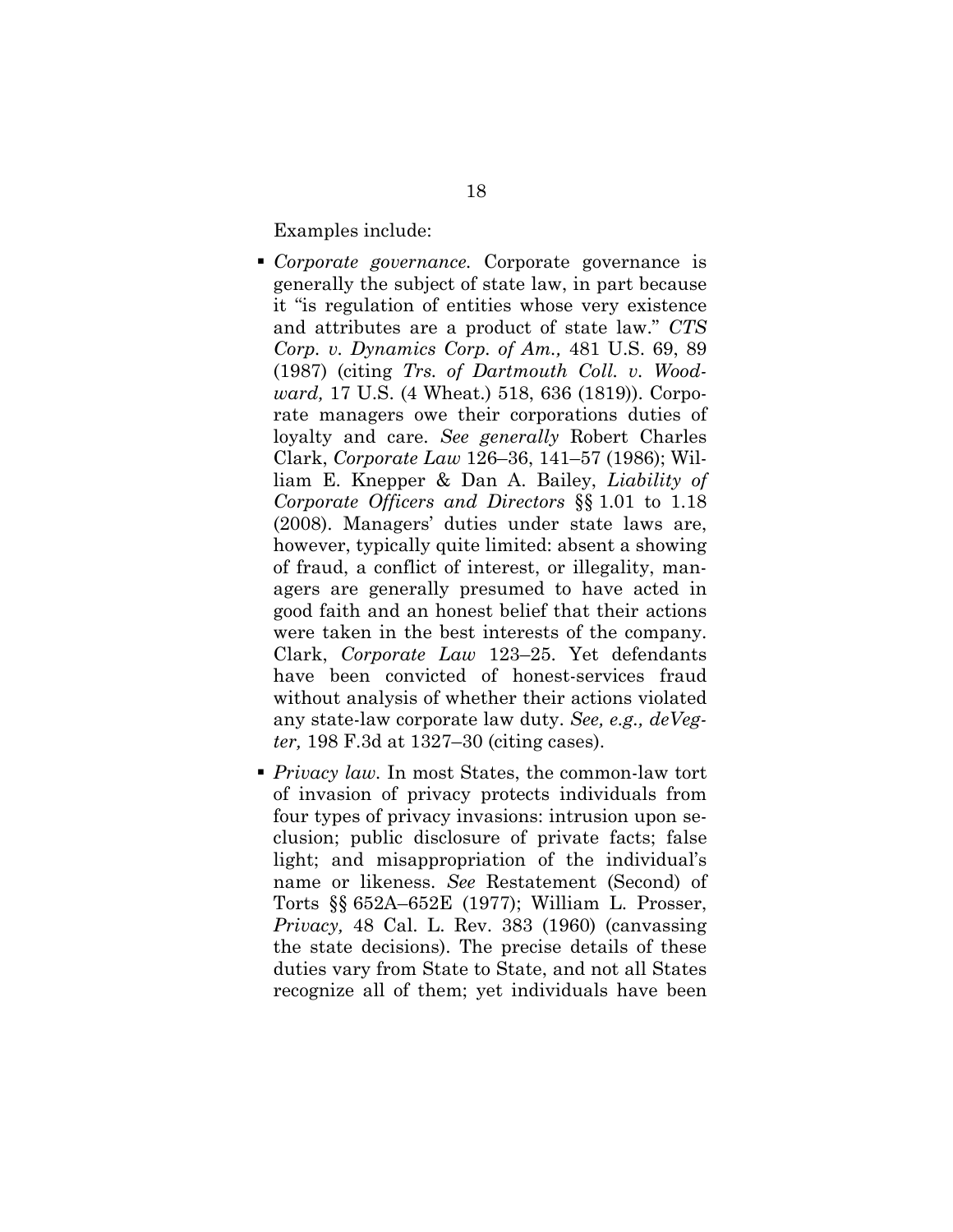Examples include:

- *Corporate governance.* Corporate governance is generally the subject of state law, in part because it "is regulation of entities whose very existence and attributes are a product of state law." *CTS Corp. v. Dynamics Corp. of Am.,* 481 U.S. 69, 89 (1987) (citing *Trs. of Dartmouth Coll. v. Woodward,* 17 U.S. (4 Wheat.) 518, 636 (1819)). Corporate managers owe their corporations duties of loyalty and care. *See generally* Robert Charles Clark, *Corporate Law* 126–36, 141–57 (1986); William E. Knepper & Dan A. Bailey, *Liability of Corporate Officers and Directors* §§ 1.01 to 1.18 (2008). Managers' duties under state laws are, however, typically quite limited: absent a showing of fraud, a conflict of interest, or illegality, managers are generally presumed to have acted in good faith and an honest belief that their actions were taken in the best interests of the company. Clark, *Corporate Law* 123–25. Yet defendants have been convicted of honest-services fraud without analysis of whether their actions violated any state-law corporate law duty. *See, e.g., deVegter,* 198 F.3d at 1327–30 (citing cases).

- *Privacy law.* In most States, the common-law tort of invasion of privacy protects individuals from four types of privacy invasions: intrusion upon seclusion; public disclosure of private facts; false light; and misappropriation of the individual's name or likeness. *See* Restatement (Second) of Torts §§ 652A–652E (1977); William L. Prosser, *Privacy,* 48 Cal. L. Rev. 383 (1960) (canvassing the state decisions). The precise details of these duties vary from State to State, and not all States recognize all of them; yet individuals have been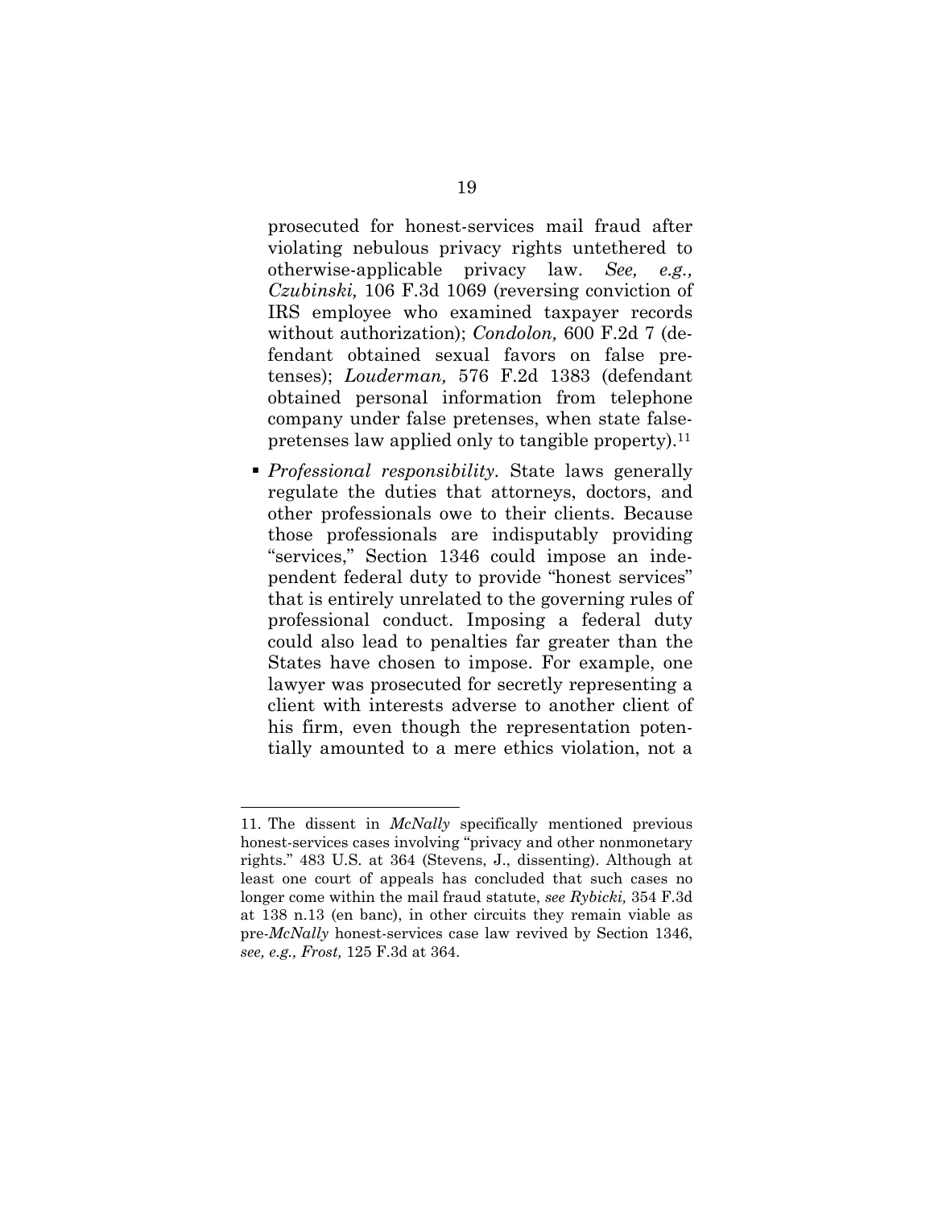prosecuted for honest-services mail fraud after violating nebulous privacy rights untethered to otherwise-applicable privacy law. *See, e.g., Czubinski,* 106 F.3d 1069 (reversing conviction of IRS employee who examined taxpayer records without authorization); *Condolon,* 600 F.2d 7 (defendant obtained sexual favors on false pretenses); *Louderman,* 576 F.2d 1383 (defendant obtained personal information from telephone company under false pretenses, when state false-pretenses law applied only to tangible property).[11]

- *Professional responsibility.* State laws generally regulate the duties that attorneys, doctors, and other professionals owe to their clients. Because those professionals are indisputably providing "services," Section 1346 could impose an independent federal duty to provide "honest services" that is entirely unrelated to the governing rules of professional conduct. Imposing a federal duty could also lead to penalties far greater than the States have chosen to impose. For example, one lawyer was prosecuted for secretly representing a client with interests adverse to another client of his firm, even though the representation potentially amounted to a mere ethics violation, not a

---

11. The dissent in *McNally* specifically mentioned previous honest-services cases involving "privacy and other nonmonetary rights." 483 U.S. at 364 (Stevens, J., dissenting). Although at least one court of appeals has concluded that such cases no longer come within the mail fraud statute, *see Rybicki,* 354 F.3d at 138 n.13 (en banc), in other circuits they remain viable as pre-*McNally* honest-services case law revived by Section 1346, *see, e.g., Frost,* 125 F.3d at 364.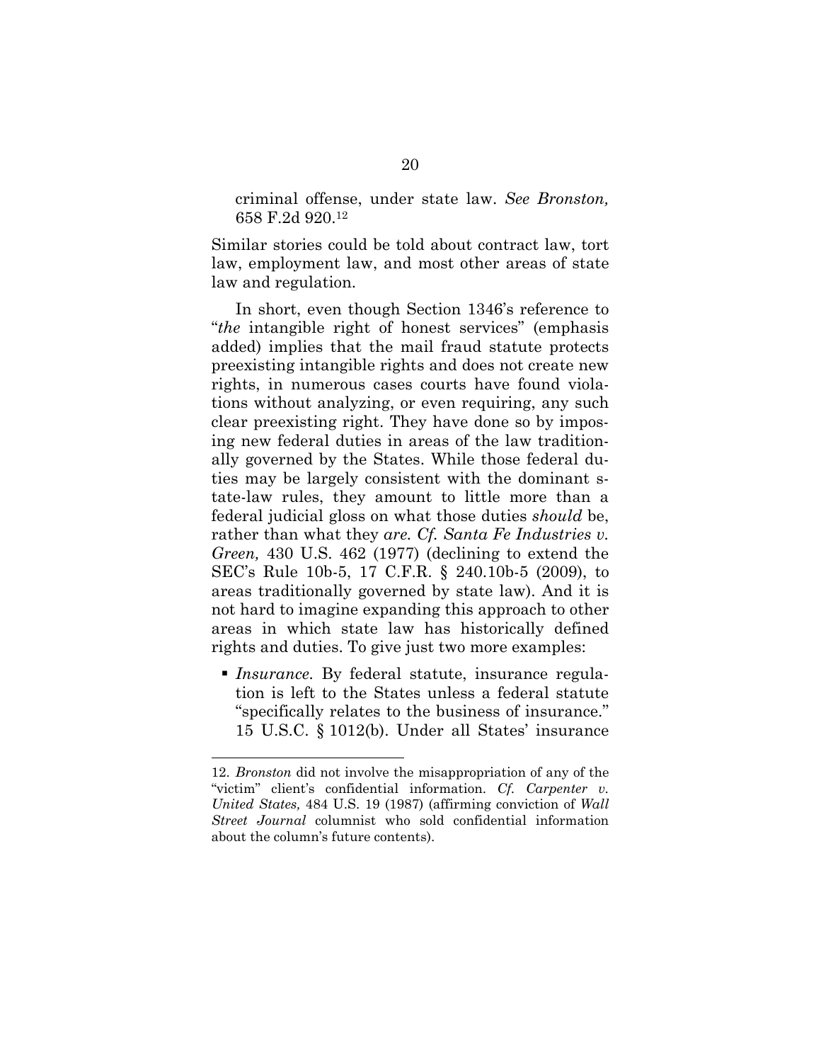criminal offense, under state law. *See Bronston,* 658 F.2d 920.[12]

Similar stories could be told about contract law, tort law, employment law, and most other areas of state law and regulation.

In short, even though Section 1346's reference to "*the* intangible right of honest services" (emphasis added) implies that the mail fraud statute protects preexisting intangible rights and does not create new rights, in numerous cases courts have found violations without analyzing, or even requiring, any such clear preexisting right. They have done so by imposing new federal duties in areas of the law traditionally governed by the States. While those federal duties may be largely consistent with the dominant state-law rules, they amount to little more than a federal judicial gloss on what those duties *should* be, rather than what they *are. Cf. Santa Fe Industries v. Green,* 430 U.S. 462 (1977) (declining to extend the SEC's Rule 10b-5, 17 C.F.R. § 240.10b-5 (2009), to areas traditionally governed by state law). And it is not hard to imagine expanding this approach to other areas in which state law has historically defined rights and duties. To give just two more examples:

- *Insurance.* By federal statute, insurance regulation is left to the States unless a federal statute "specifically relates to the business of insurance." 15 U.S.C. § 1012(b). Under all States' insurance

---

12. *Bronston* did not involve the misappropriation of any of the "victim" client's confidential information. *Cf. Carpenter v. United States,* 484 U.S. 19 (1987) (affirming conviction of *Wall Street Journal* columnist who sold confidential information about the column's future contents).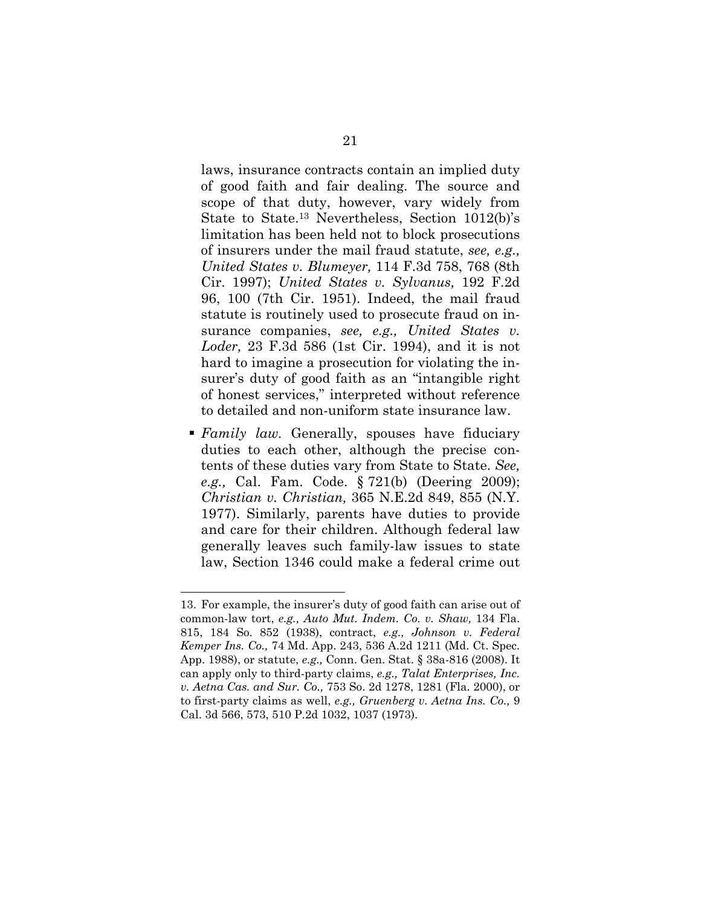laws, insurance contracts contain an implied duty of good faith and fair dealing. The source and scope of that duty, however, vary widely from State to State.[13] Nevertheless, Section 1012(b)'s limitation has been held not to block prosecutions of insurers under the mail fraud statute, *see, e.g., United States v. Blumeyer,* 114 F.3d 758, 768 (8th Cir. 1997); *United States v. Sylvanus,* 192 F.2d 96, 100 (7th Cir. 1951). Indeed, the mail fraud statute is routinely used to prosecute fraud on insurance companies, *see, e.g., United States v. Loder,* 23 F.3d 586 (1st Cir. 1994), and it is not hard to imagine a prosecution for violating the insurer's duty of good faith as an "intangible right of honest services," interpreted without reference to detailed and non-uniform state insurance law.

- *Family law.* Generally, spouses have fiduciary duties to each other, although the precise contents of these duties vary from State to State. *See, e.g.,* Cal. Fam. Code. § 721(b) (Deering 2009); *Christian v. Christian,* 365 N.E.2d 849, 855 (N.Y. 1977). Similarly, parents have duties to provide and care for their children. Although federal law generally leaves such family-law issues to state law, Section 1346 could make a federal crime out

---

13. For example, the insurer's duty of good faith can arise out of common-law tort, *e.g., Auto Mut. Indem. Co. v. Shaw,* 134 Fla. 815, 184 So. 852 (1938), contract, *e.g., Johnson v. Federal Kemper Ins. Co.,* 74 Md. App. 243, 536 A.2d 1211 (Md. Ct. Spec. App. 1988), or statute, *e.g.,* Conn. Gen. Stat. § 38a-816 (2008). It can apply only to third-party claims, *e.g., Talat Enterprises, Inc. v. Aetna Cas. and Sur. Co.,* 753 So. 2d 1278, 1281 (Fla. 2000), or to first-party claims as well, *e.g., Gruenberg v. Aetna Ins. Co.,* 9 Cal. 3d 566, 573, 510 P.2d 1032, 1037 (1973).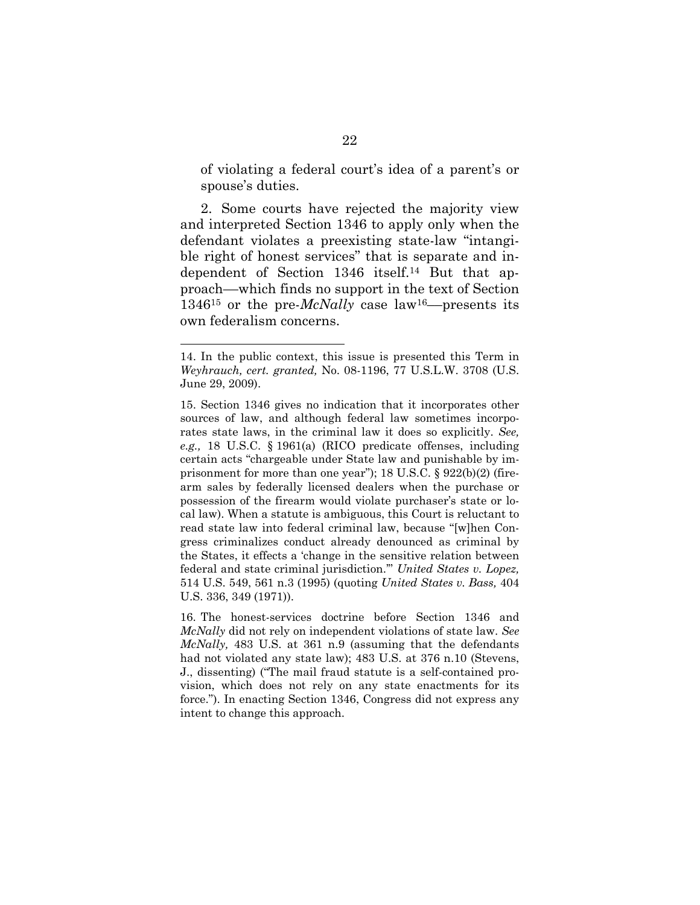of violating a federal court's idea of a parent's or spouse's duties.

2. Some courts have rejected the majority view and interpreted Section 1346 to apply only when the defendant violates a preexisting state-law "intangible right of honest services" that is separate and independent of Section 1346 itself.[14] But that approach—which finds no support in the text of Section 1346[15] or the pre-*McNally* case law[16]—presents its own federalism concerns.

---

14. In the public context, this issue is presented this Term in *Weyhrauch, cert. granted,* No. 08-1196, 77 U.S.L.W. 3708 (U.S. June 29, 2009).

15. Section 1346 gives no indication that it incorporates other sources of law, and although federal law sometimes incorporates state laws, in the criminal law it does so explicitly. *See, e.g.,* 18 U.S.C. § 1961(a) (RICO predicate offenses, including certain acts "chargeable under State law and punishable by imprisonment for more than one year"); 18 U.S.C. § 922(b)(2) (firearm sales by federally licensed dealers when the purchase or possession of the firearm would violate purchaser's state or local law). When a statute is ambiguous, this Court is reluctant to read state law into federal criminal law, because "[w]hen Congress criminalizes conduct already denounced as criminal by the States, it effects a 'change in the sensitive relation between federal and state criminal jurisdiction.'" *United States v. Lopez,* 514 U.S. 549, 561 n.3 (1995) (quoting *United States v. Bass,* 404 U.S. 336, 349 (1971)).

16. The honest-services doctrine before Section 1346 and *McNally* did not rely on independent violations of state law. *See McNally,* 483 U.S. at 361 n.9 (assuming that the defendants had not violated any state law); 483 U.S. at 376 n.10 (Stevens, J., dissenting) ("The mail fraud statute is a self-contained provision, which does not rely on any state enactments for its force."). In enacting Section 1346, Congress did not express any intent to change this approach.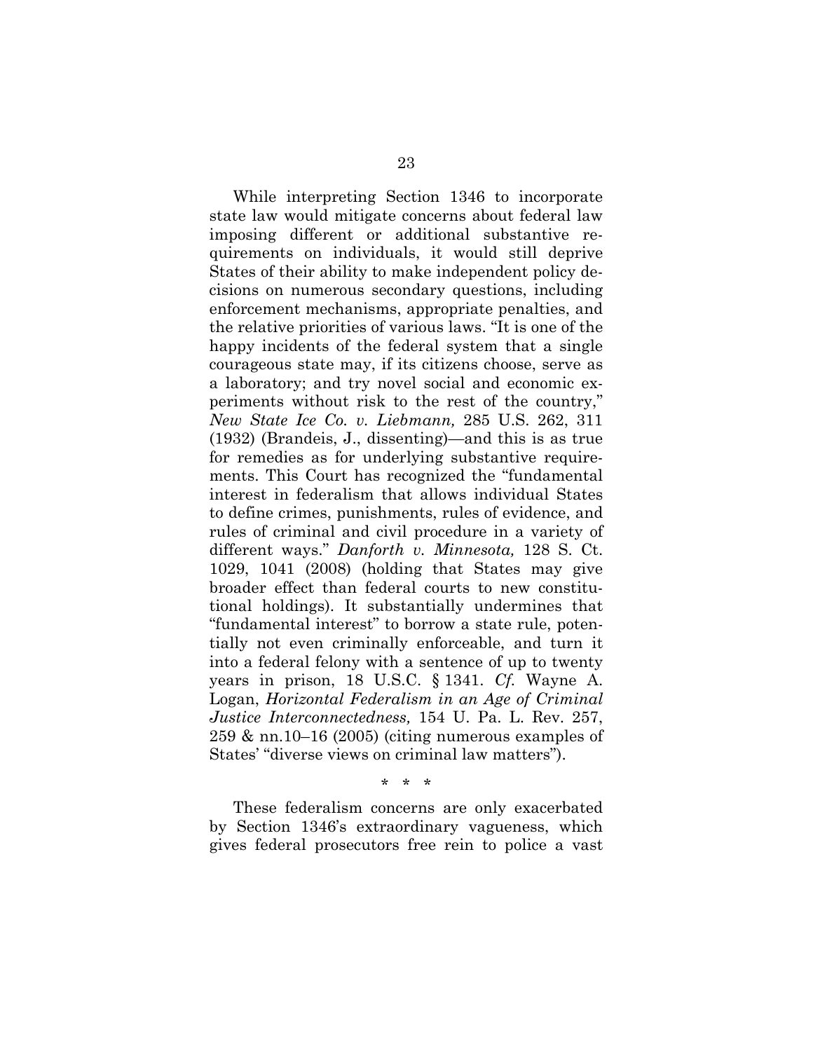While interpreting Section 1346 to incorporate state law would mitigate concerns about federal law imposing different or additional substantive requirements on individuals, it would still deprive States of their ability to make independent policy decisions on numerous secondary questions, including enforcement mechanisms, appropriate penalties, and the relative priorities of various laws. "It is one of the happy incidents of the federal system that a single courageous state may, if its citizens choose, serve as a laboratory; and try novel social and economic experiments without risk to the rest of the country," *New State Ice Co. v. Liebmann,* 285 U.S. 262, 311 (1932) (Brandeis, J., dissenting)—and this is as true for remedies as for underlying substantive requirements. This Court has recognized the "fundamental interest in federalism that allows individual States to define crimes, punishments, rules of evidence, and rules of criminal and civil procedure in a variety of different ways." *Danforth v. Minnesota,* 128 S. Ct. 1029, 1041 (2008) (holding that States may give broader effect than federal courts to new constitutional holdings). It substantially undermines that "fundamental interest" to borrow a state rule, potentially not even criminally enforceable, and turn it into a federal felony with a sentence of up to twenty years in prison, 18 U.S.C. § 1341. *Cf.* Wayne A. Logan, *Horizontal Federalism in an Age of Criminal Justice Interconnectedness,* 154 U. Pa. L. Rev. 257, 259 & nn.10–16 (2005) (citing numerous examples of States' "diverse views on criminal law matters").

\* \* \*

These federalism concerns are only exacerbated by Section 1346's extraordinary vagueness, which gives federal prosecutors free rein to police a vast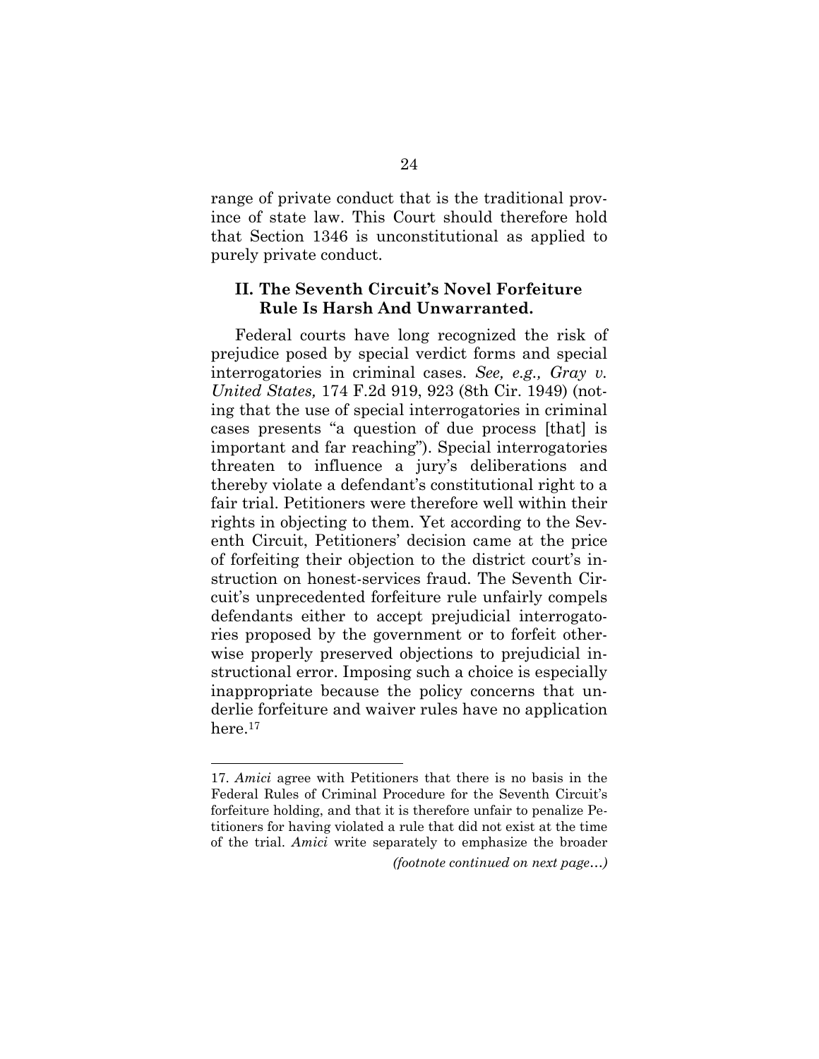range of private conduct that is the traditional province of state law. This Court should therefore hold that Section 1346 is unconstitutional as applied to purely private conduct.

## II. The Seventh Circuit's Novel Forfeiture Rule Is Harsh And Unwarranted.

Federal courts have long recognized the risk of prejudice posed by special verdict forms and special interrogatories in criminal cases. *See, e.g., Gray v. United States,* 174 F.2d 919, 923 (8th Cir. 1949) (noting that the use of special interrogatories in criminal cases presents "a question of due process [that] is important and far reaching"). Special interrogatories threaten to influence a jury's deliberations and thereby violate a defendant's constitutional right to a fair trial. Petitioners were therefore well within their rights in objecting to them. Yet according to the Seventh Circuit, Petitioners' decision came at the price of forfeiting their objection to the district court's instruction on honest-services fraud. The Seventh Circuit's unprecedented forfeiture rule unfairly compels defendants either to accept prejudicial interrogatories proposed by the government or to forfeit otherwise properly preserved objections to prejudicial instructional error. Imposing such a choice is especially inappropriate because the policy concerns that underlie forfeiture and waiver rules have no application here.[17]

---

17. *Amici* agree with Petitioners that there is no basis in the Federal Rules of Criminal Procedure for the Seventh Circuit's forfeiture holding, and that it is therefore unfair to penalize Petitioners for having violated a rule that did not exist at the time of the trial. *Amici* write separately to emphasize the broader

*(footnote continued on next page…)*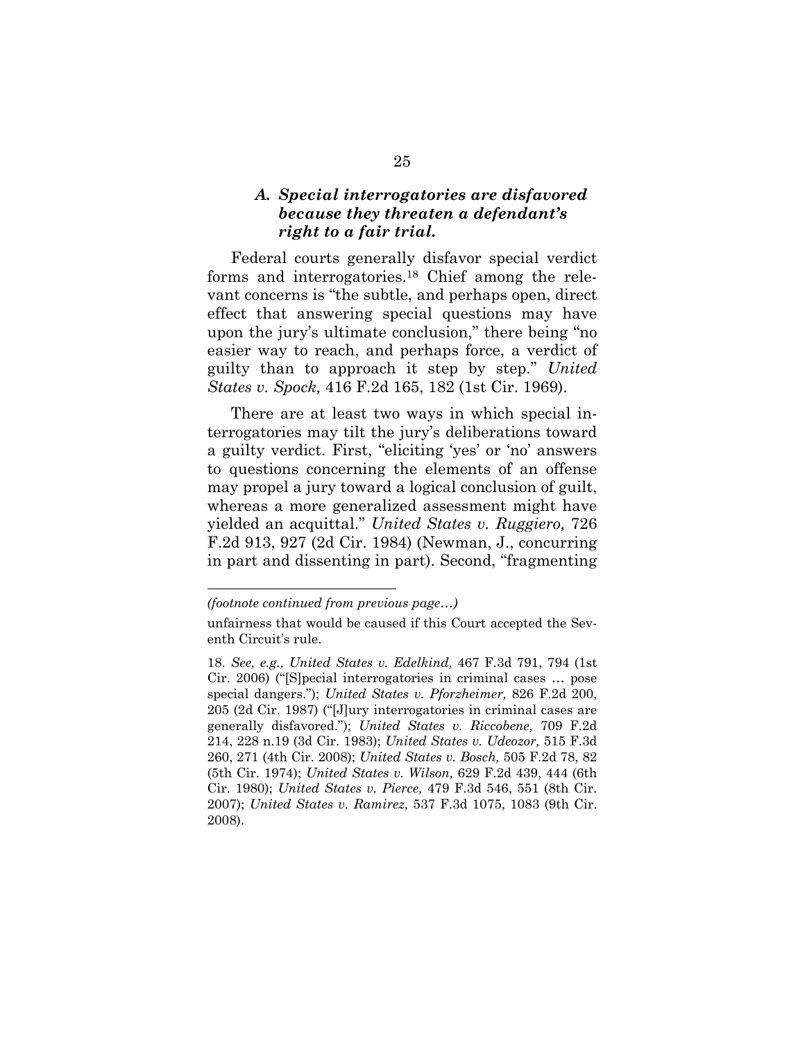### *A. Special interrogatories are disfavored because they threaten a defendant's right to a fair trial.*

Federal courts generally disfavor special verdict forms and interrogatories.[18] Chief among the relevant concerns is "the subtle, and perhaps open, direct effect that answering special questions may have upon the jury's ultimate conclusion," there being "no easier way to reach, and perhaps force, a verdict of guilty than to approach it step by step." *United States v. Spock,* 416 F.2d 165, 182 (1st Cir. 1969).

There are at least two ways in which special interrogatories may tilt the jury's deliberations toward a guilty verdict. First, "eliciting 'yes' or 'no' answers to questions concerning the elements of an offense may propel a jury toward a logical conclusion of guilt, whereas a more generalized assessment might have yielded an acquittal." *United States v. Ruggiero,* 726 F.2d 913, 927 (2d Cir. 1984) (Newman, J., concurring in part and dissenting in part). Second, "fragmenting

---

*(footnote continued from previous page…)*

unfairness that would be caused if this Court accepted the Seventh Circuit's rule.

18. *See, e.g., United States v. Edelkind,* 467 F.3d 791, 794 (1st Cir. 2006) ("[S]pecial interrogatories in criminal cases … pose special dangers."); *United States v. Pforzheimer,* 826 F.2d 200, 205 (2d Cir. 1987) ("[J]ury interrogatories in criminal cases are generally disfavored."); *United States v. Riccobene,* 709 F.2d 214, 228 n.19 (3d Cir. 1983); *United States v. Udeozor,* 515 F.3d 260, 271 (4th Cir. 2008); *United States v. Bosch,* 505 F.2d 78, 82 (5th Cir. 1974); *United States v. Wilson,* 629 F.2d 439, 444 (6th Cir. 1980); *United States v. Pierce,* 479 F.3d 546, 551 (8th Cir. 2007); *United States v. Ramirez,* 537 F.3d 1075, 1083 (9th Cir. 2008).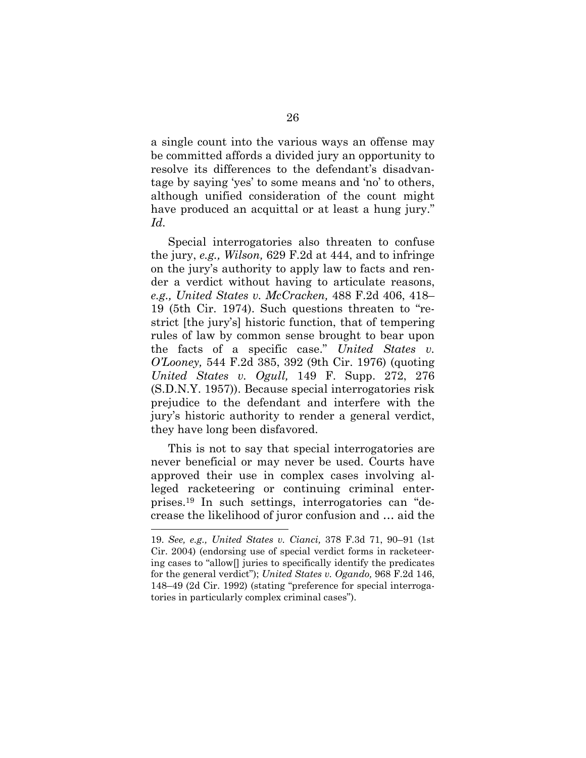a single count into the various ways an offense may be committed affords a divided jury an opportunity to resolve its differences to the defendant's disadvantage by saying 'yes' to some means and 'no' to others, although unified consideration of the count might have produced an acquittal or at least a hung jury." *Id.*

Special interrogatories also threaten to confuse the jury, *e.g., Wilson,* 629 F.2d at 444, and to infringe on the jury's authority to apply law to facts and render a verdict without having to articulate reasons, *e.g., United States v. McCracken,* 488 F.2d 406, 418–19 (5th Cir. 1974). Such questions threaten to "restrict [the jury's] historic function, that of tempering rules of law by common sense brought to bear upon the facts of a specific case." *United States v. O'Looney,* 544 F.2d 385, 392 (9th Cir. 1976) (quoting *United States v. Ogull,* 149 F. Supp. 272, 276 (S.D.N.Y. 1957)). Because special interrogatories risk prejudice to the defendant and interfere with the jury's historic authority to render a general verdict, they have long been disfavored.

This is not to say that special interrogatories are never beneficial or may never be used. Courts have approved their use in complex cases involving alleged racketeering or continuing criminal enterprises.[19] In such settings, interrogatories can "decrease the likelihood of juror confusion and … aid the

---

19. *See, e.g., United States v. Cianci,* 378 F.3d 71, 90–91 (1st Cir. 2004) (endorsing use of special verdict forms in racketeering cases to "allow[] juries to specifically identify the predicates for the general verdict"); *United States v. Ogando,* 968 F.2d 146, 148–49 (2d Cir. 1992) (stating "preference for special interrogatories in particularly complex criminal cases").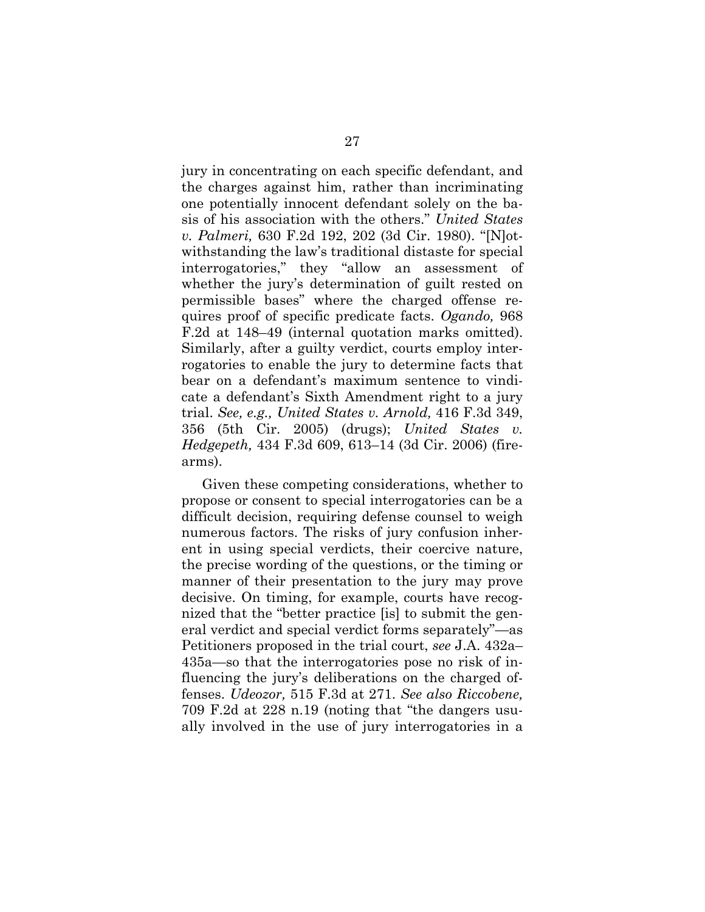jury in concentrating on each specific defendant, and the charges against him, rather than incriminating one potentially innocent defendant solely on the basis of his association with the others." *United States v. Palmeri,* 630 F.2d 192, 202 (3d Cir. 1980). "[N]otwithstanding the law's traditional distaste for special interrogatories," they "allow an assessment of whether the jury's determination of guilt rested on permissible bases" where the charged offense requires proof of specific predicate facts. *Ogando,* 968 F.2d at 148–49 (internal quotation marks omitted). Similarly, after a guilty verdict, courts employ interrogatories to enable the jury to determine facts that bear on a defendant's maximum sentence to vindicate a defendant's Sixth Amendment right to a jury trial. *See, e.g., United States v. Arnold,* 416 F.3d 349, 356 (5th Cir. 2005) (drugs); *United States v. Hedgepeth,* 434 F.3d 609, 613–14 (3d Cir. 2006) (firearms).

Given these competing considerations, whether to propose or consent to special interrogatories can be a difficult decision, requiring defense counsel to weigh numerous factors. The risks of jury confusion inherent in using special verdicts, their coercive nature, the precise wording of the questions, or the timing or manner of their presentation to the jury may prove decisive. On timing, for example, courts have recognized that the "better practice [is] to submit the general verdict and special verdict forms separately"—as Petitioners proposed in the trial court, *see* J.A. 432a–435a—so that the interrogatories pose no risk of influencing the jury's deliberations on the charged offenses. *Udeozor,* 515 F.3d at 271. *See also Riccobene,* 709 F.2d at 228 n.19 (noting that "the dangers usually involved in the use of jury interrogatories in a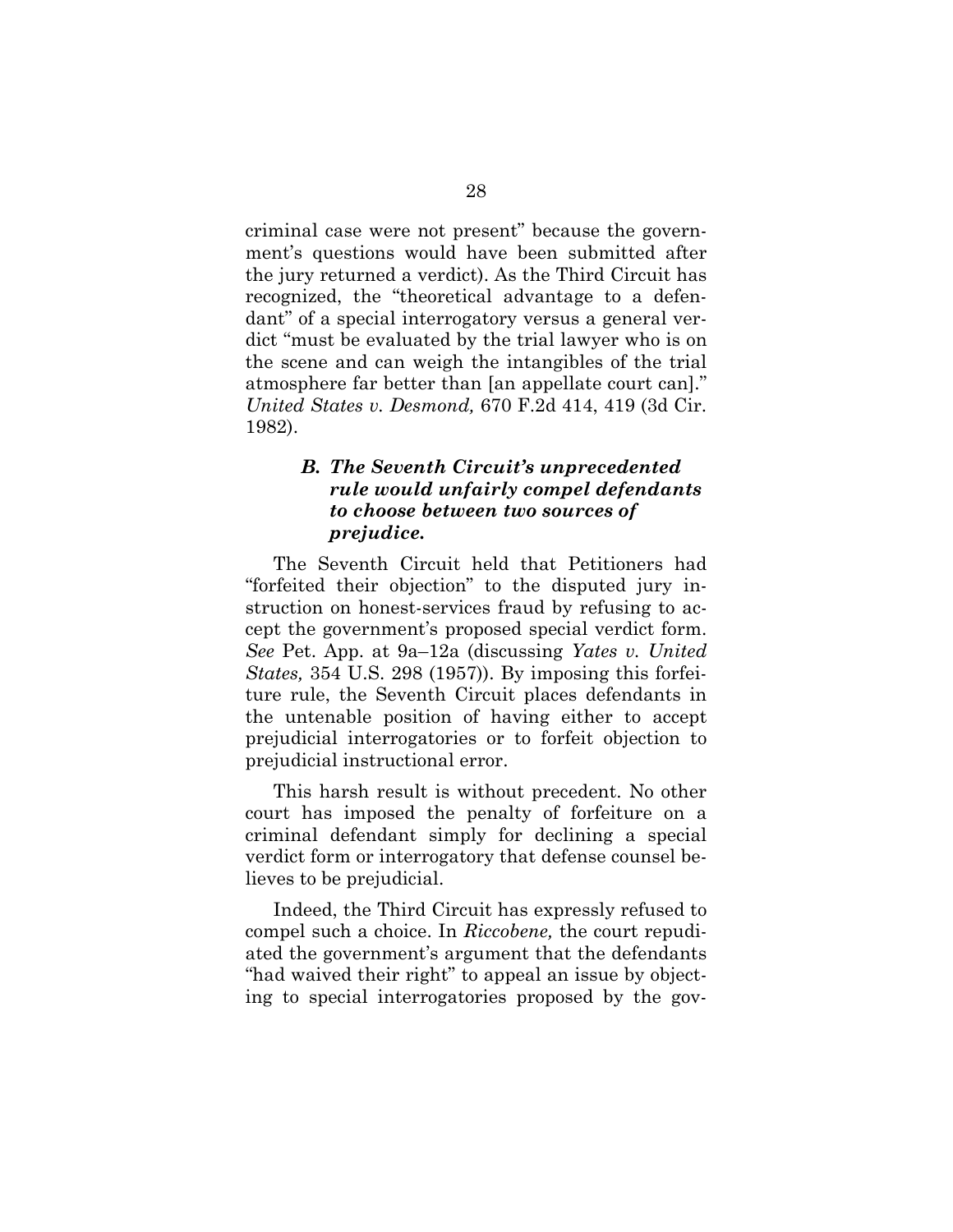criminal case were not present" because the government's questions would have been submitted after the jury returned a verdict). As the Third Circuit has recognized, the "theoretical advantage to a defendant" of a special interrogatory versus a general verdict "must be evaluated by the trial lawyer who is on the scene and can weigh the intangibles of the trial atmosphere far better than [an appellate court can]." *United States v. Desmond,* 670 F.2d 414, 419 (3d Cir. 1982).

### *B. The Seventh Circuit's unprecedented rule would unfairly compel defendants to choose between two sources of prejudice.*

The Seventh Circuit held that Petitioners had "forfeited their objection" to the disputed jury instruction on honest-services fraud by refusing to accept the government's proposed special verdict form. *See* Pet. App. at 9a–12a (discussing *Yates v. United States,* 354 U.S. 298 (1957)). By imposing this forfeiture rule, the Seventh Circuit places defendants in the untenable position of having either to accept prejudicial interrogatories or to forfeit objection to prejudicial instructional error.

This harsh result is without precedent. No other court has imposed the penalty of forfeiture on a criminal defendant simply for declining a special verdict form or interrogatory that defense counsel believes to be prejudicial.

Indeed, the Third Circuit has expressly refused to compel such a choice. In *Riccobene,* the court repudiated the government's argument that the defendants "had waived their right" to appeal an issue by objecting to special interrogatories proposed by the gov-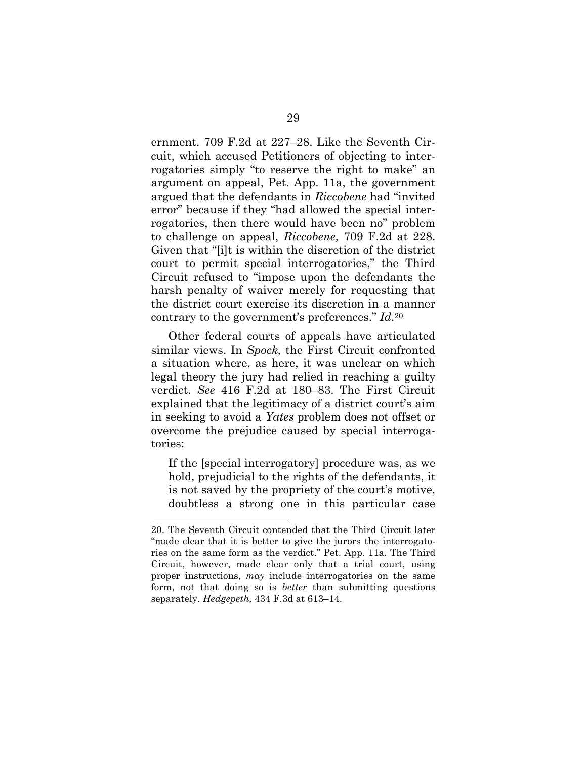ernment. 709 F.2d at 227–28. Like the Seventh Circuit, which accused Petitioners of objecting to interrogatories simply "to reserve the right to make" an argument on appeal, Pet. App. 11a, the government argued that the defendants in *Riccobene* had "invited error" because if they "had allowed the special interrogatories, then there would have been no" problem to challenge on appeal, *Riccobene,* 709 F.2d at 228. Given that "[i]t is within the discretion of the district court to permit special interrogatories," the Third Circuit refused to "impose upon the defendants the harsh penalty of waiver merely for requesting that the district court exercise its discretion in a manner contrary to the government's preferences." *Id.*[20]

Other federal courts of appeals have articulated similar views. In *Spock,* the First Circuit confronted a situation where, as here, it was unclear on which legal theory the jury had relied in reaching a guilty verdict. *See* 416 F.2d at 180–83. The First Circuit explained that the legitimacy of a district court's aim in seeking to avoid a *Yates* problem does not offset or overcome the prejudice caused by special interrogatories:

> If the [special interrogatory] procedure was, as we hold, prejudicial to the rights of the defendants, it is not saved by the propriety of the court's motive, doubtless a strong one in this particular case

---

20. The Seventh Circuit contended that the Third Circuit later "made clear that it is better to give the jurors the interrogatories on the same form as the verdict." Pet. App. 11a. The Third Circuit, however, made clear only that a trial court, using proper instructions, *may* include interrogatories on the same form, not that doing so is *better* than submitting questions separately. *Hedgepeth,* 434 F.3d at 613–14.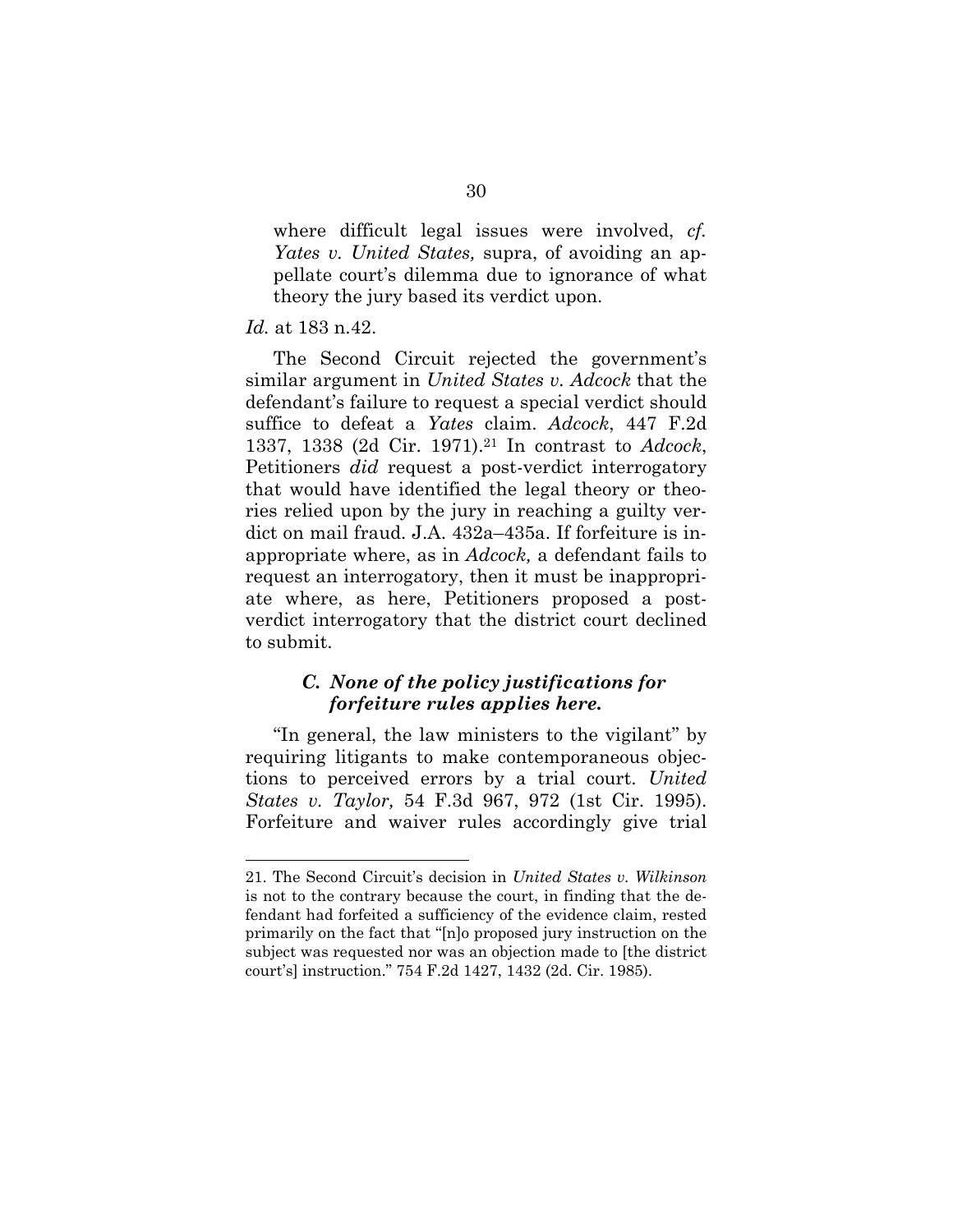> where difficult legal issues were involved, *cf. Yates v. United States,* supra, of avoiding an appellate court's dilemma due to ignorance of what theory the jury based its verdict upon.

*Id.* at 183 n.42.

The Second Circuit rejected the government's similar argument in *United States v. Adcock* that the defendant's failure to request a special verdict should suffice to defeat a *Yates* claim. *Adcock*, 447 F.2d 1337, 1338 (2d Cir. 1971).[21] In contrast to *Adcock*, Petitioners *did* request a post-verdict interrogatory that would have identified the legal theory or theories relied upon by the jury in reaching a guilty verdict on mail fraud. J.A. 432a–435a. If forfeiture is inappropriate where, as in *Adcock,* a defendant fails to request an interrogatory, then it must be inappropriate where, as here, Petitioners proposed a post-verdict interrogatory that the district court declined to submit.

### *C. None of the policy justifications for forfeiture rules applies here.*

"In general, the law ministers to the vigilant" by requiring litigants to make contemporaneous objections to perceived errors by a trial court. *United States v. Taylor,* 54 F.3d 967, 972 (1st Cir. 1995). Forfeiture and waiver rules accordingly give trial

---

21. The Second Circuit's decision in *United States v. Wilkinson* is not to the contrary because the court, in finding that the defendant had forfeited a sufficiency of the evidence claim, rested primarily on the fact that "[n]o proposed jury instruction on the subject was requested nor was an objection made to [the district court's] instruction." 754 F.2d 1427, 1432 (2d. Cir. 1985).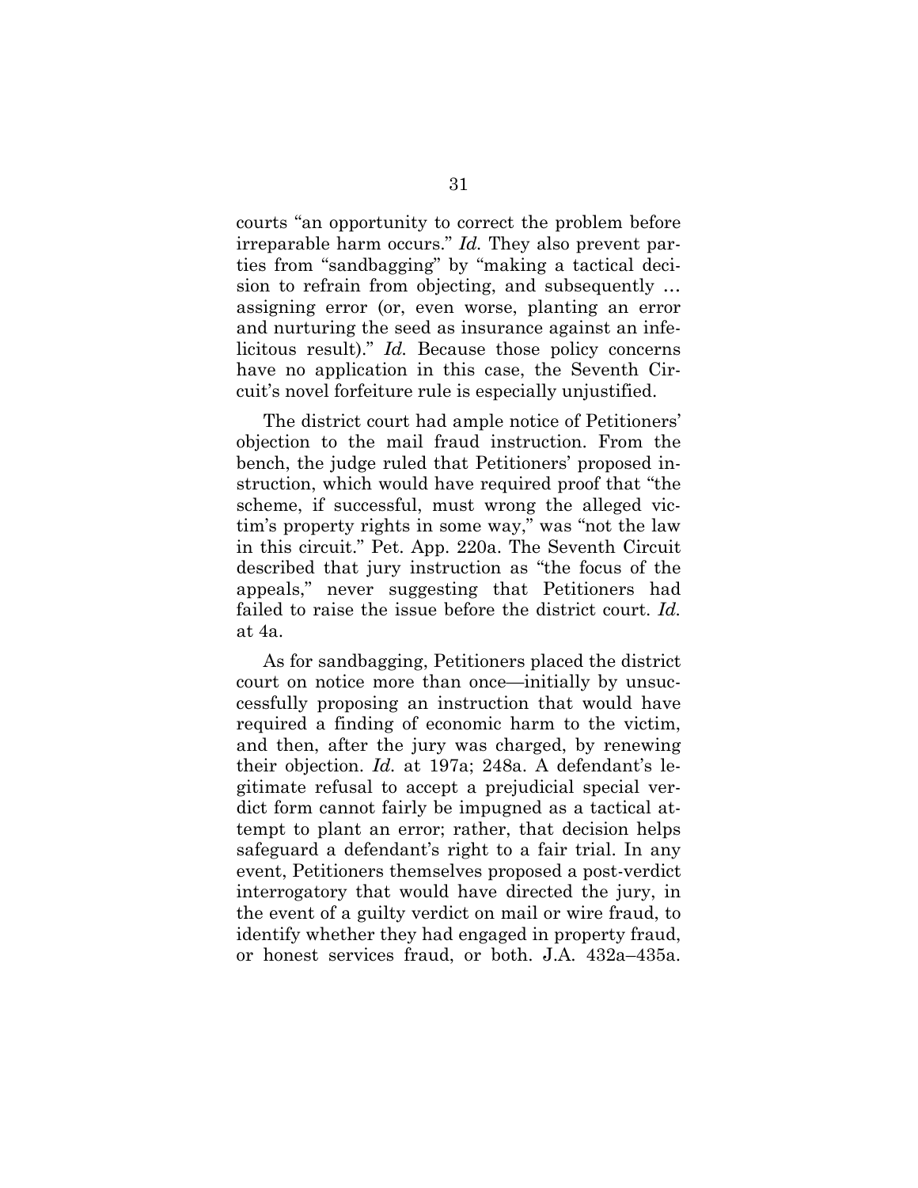courts "an opportunity to correct the problem before irreparable harm occurs." *Id.* They also prevent parties from "sandbagging" by "making a tactical decision to refrain from objecting, and subsequently … assigning error (or, even worse, planting an error and nurturing the seed as insurance against an infelicitous result)." *Id.* Because those policy concerns have no application in this case, the Seventh Circuit's novel forfeiture rule is especially unjustified.

The district court had ample notice of Petitioners' objection to the mail fraud instruction. From the bench, the judge ruled that Petitioners' proposed instruction, which would have required proof that "the scheme, if successful, must wrong the alleged victim's property rights in some way," was "not the law in this circuit." Pet. App. 220a. The Seventh Circuit described that jury instruction as "the focus of the appeals," never suggesting that Petitioners had failed to raise the issue before the district court. *Id.* at 4a.

As for sandbagging, Petitioners placed the district court on notice more than once—initially by unsuccessfully proposing an instruction that would have required a finding of economic harm to the victim, and then, after the jury was charged, by renewing their objection. *Id.* at 197a; 248a. A defendant's legitimate refusal to accept a prejudicial special verdict form cannot fairly be impugned as a tactical attempt to plant an error; rather, that decision helps safeguard a defendant's right to a fair trial. In any event, Petitioners themselves proposed a post-verdict interrogatory that would have directed the jury, in the event of a guilty verdict on mail or wire fraud, to identify whether they had engaged in property fraud, or honest services fraud, or both. J.A. 432a–435a.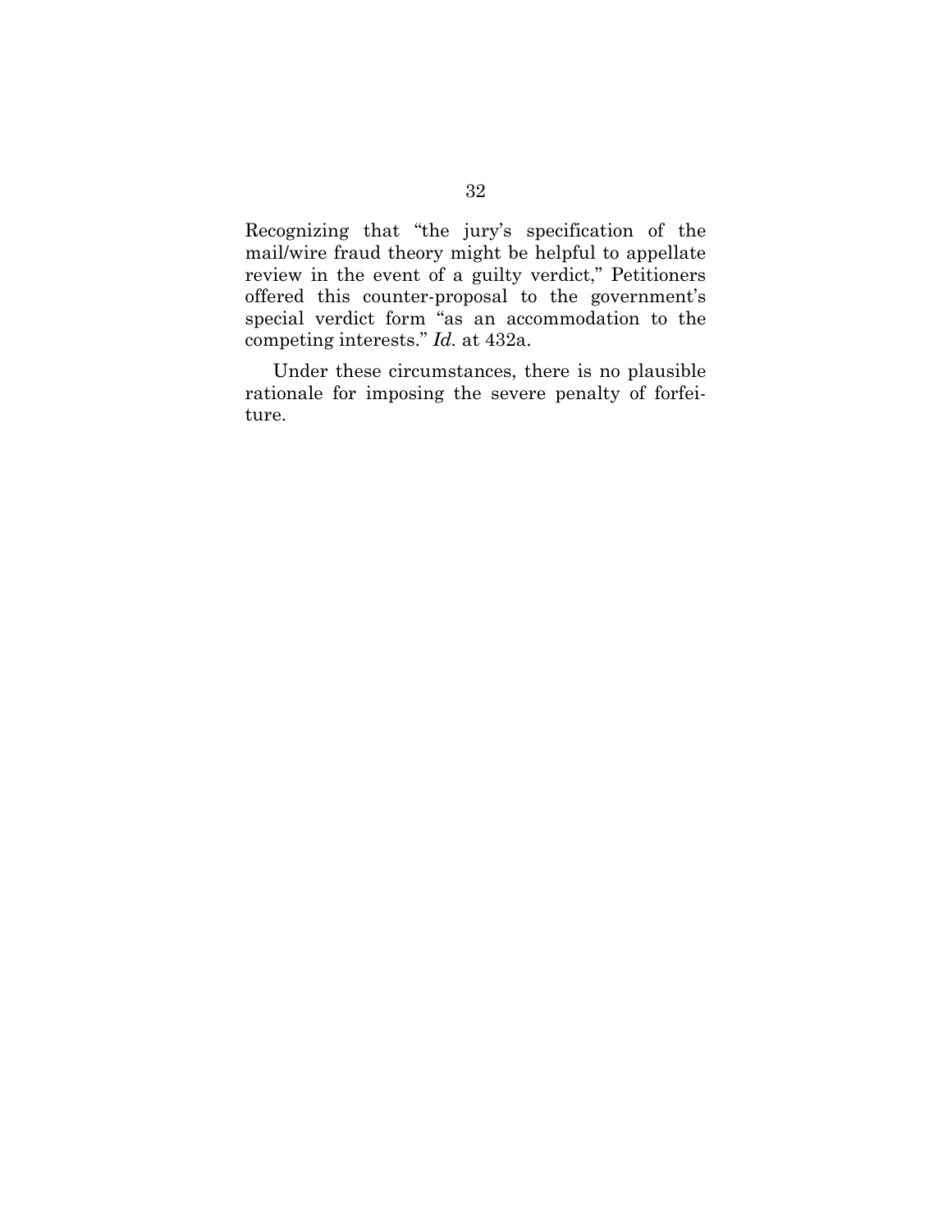Recognizing that "the jury's specification of the mail/wire fraud theory might be helpful to appellate review in the event of a guilty verdict," Petitioners offered this counter-proposal to the government's special verdict form "as an accommodation to the competing interests." *Id.* at 432a.

Under these circumstances, there is no plausible rationale for imposing the severe penalty of forfeiture.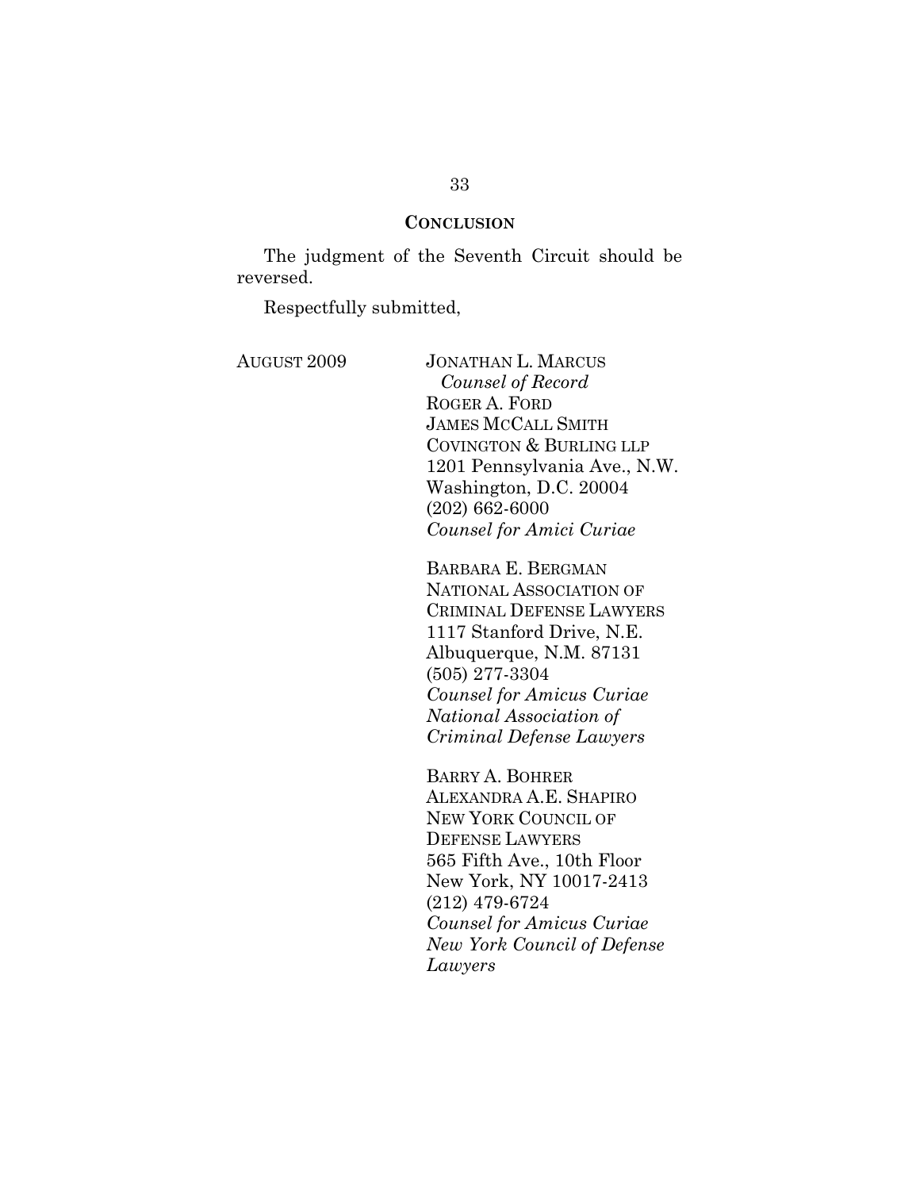## Conclusion

The judgment of the Seventh Circuit should be reversed.

Respectfully submitted,

AUGUST 2009

JONATHAN L. MARCUS
*Counsel of Record*
ROGER A. FORD
JAMES MCCALL SMITH
COVINGTON & BURLING LLP
1201 Pennsylvania Ave., N.W.
Washington, D.C. 20004
(202) 662-6000
*Counsel for Amici Curiae*

BARBARA E. BERGMAN
NATIONAL ASSOCIATION OF CRIMINAL DEFENSE LAWYERS
1117 Stanford Drive, N.E.
Albuquerque, N.M. 87131
(505) 277-3304
*Counsel for Amicus Curiae National Association of Criminal Defense Lawyers*

BARRY A. BOHRER
ALEXANDRA A.E. SHAPIRO
NEW YORK COUNCIL OF DEFENSE LAWYERS
565 Fifth Ave., 10th Floor
New York, NY 10017-2413
(212) 479-6724
*Counsel for Amicus Curiae New York Council of Defense Lawyers*